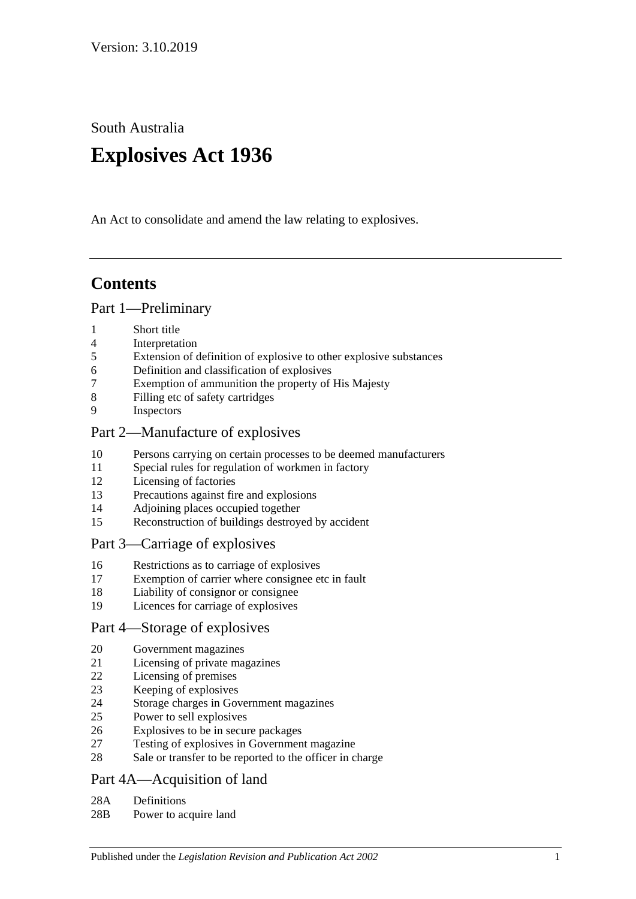Version: 3.10.2019

South Australia

# Explosives Act 1936

An Act to consolidate and amend the law relating to explosives.

## Contents

### Part 1—Preliminary

1 Short title
4 Interpretation
5 Extension of definition of explosive to other explosive substances
6 Definition and classification of explosives
7 Exemption of ammunition the property of His Majesty
8 Filling etc of safety cartridges
9 Inspectors

### Part 2—Manufacture of explosives

10 Persons carrying on certain processes to be deemed manufacturers
11 Special rules for regulation of workmen in factory
12 Licensing of factories
13 Precautions against fire and explosions
14 Adjoining places occupied together
15 Reconstruction of buildings destroyed by accident

### Part 3—Carriage of explosives

16 Restrictions as to carriage of explosives
17 Exemption of carrier where consignee etc in fault
18 Liability of consignor or consignee
19 Licences for carriage of explosives

### Part 4—Storage of explosives

20 Government magazines
21 Licensing of private magazines
22 Licensing of premises
23 Keeping of explosives
24 Storage charges in Government magazines
25 Power to sell explosives
26 Explosives to be in secure packages
27 Testing of explosives in Government magazine
28 Sale or transfer to be reported to the officer in charge

### Part 4A—Acquisition of land

28A Definitions
28B Power to acquire land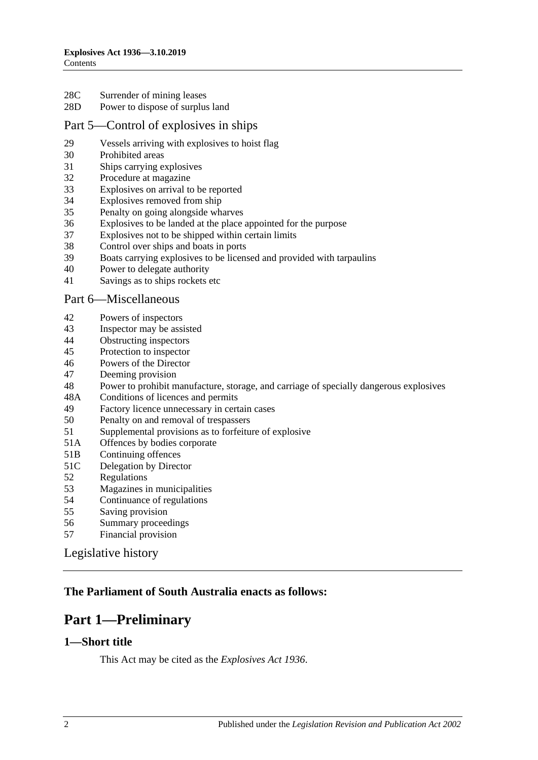28C Surrender of mining leases
28D Power to dispose of surplus land

## Part 5—Control of explosives in ships

29 Vessels arriving with explosives to hoist flag
30 Prohibited areas
31 Ships carrying explosives
32 Procedure at magazine
33 Explosives on arrival to be reported
34 Explosives removed from ship
35 Penalty on going alongside wharves
36 Explosives to be landed at the place appointed for the purpose
37 Explosives not to be shipped within certain limits
38 Control over ships and boats in ports
39 Boats carrying explosives to be licensed and provided with tarpaulins
40 Power to delegate authority
41 Savings as to ships rockets etc

## Part 6—Miscellaneous

42 Powers of inspectors
43 Inspector may be assisted
44 Obstructing inspectors
45 Protection to inspector
46 Powers of the Director
47 Deeming provision
48 Power to prohibit manufacture, storage, and carriage of specially dangerous explosives
48A Conditions of licences and permits
49 Factory licence unnecessary in certain cases
50 Penalty on and removal of trespassers
51 Supplemental provisions as to forfeiture of explosive
51A Offences by bodies corporate
51B Continuing offences
51C Delegation by Director
52 Regulations
53 Magazines in municipalities
54 Continuance of regulations
55 Saving provision
56 Summary proceedings
57 Financial provision

## Legislative history

**The Parliament of South Australia enacts as follows:**

# Part 1—Preliminary

### 1—Short title

This Act may be cited as the *Explosives Act 1936*.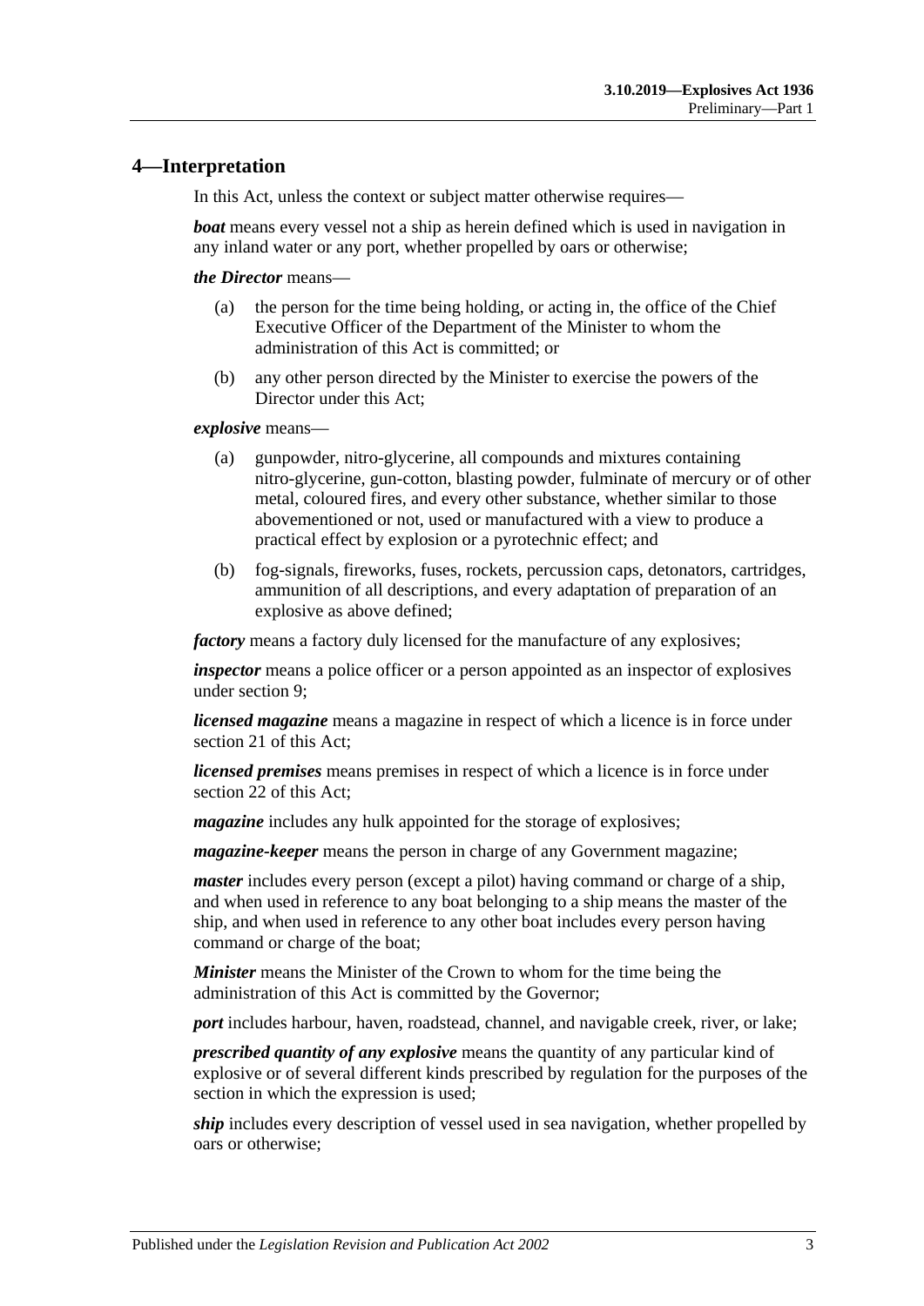## 4—Interpretation

In this Act, unless the context or subject matter otherwise requires—

***boat*** means every vessel not a ship as herein defined which is used in navigation in any inland water or any port, whether propelled by oars or otherwise;

***the Director*** means—

(a) the person for the time being holding, or acting in, the office of the Chief Executive Officer of the Department of the Minister to whom the administration of this Act is committed; or

(b) any other person directed by the Minister to exercise the powers of the Director under this Act;

***explosive*** means—

(a) gunpowder, nitro-glycerine, all compounds and mixtures containing nitro-glycerine, gun-cotton, blasting powder, fulminate of mercury or of other metal, coloured fires, and every other substance, whether similar to those abovementioned or not, used or manufactured with a view to produce a practical effect by explosion or a pyrotechnic effect; and

(b) fog-signals, fireworks, fuses, rockets, percussion caps, detonators, cartridges, ammunition of all descriptions, and every adaptation of preparation of an explosive as above defined;

***factory*** means a factory duly licensed for the manufacture of any explosives;

***inspector*** means a police officer or a person appointed as an inspector of explosives under section 9;

***licensed magazine*** means a magazine in respect of which a licence is in force under section 21 of this Act;

***licensed premises*** means premises in respect of which a licence is in force under section 22 of this Act;

***magazine*** includes any hulk appointed for the storage of explosives;

***magazine-keeper*** means the person in charge of any Government magazine;

***master*** includes every person (except a pilot) having command or charge of a ship, and when used in reference to any boat belonging to a ship means the master of the ship, and when used in reference to any other boat includes every person having command or charge of the boat;

***Minister*** means the Minister of the Crown to whom for the time being the administration of this Act is committed by the Governor;

***port*** includes harbour, haven, roadstead, channel, and navigable creek, river, or lake;

***prescribed quantity of any explosive*** means the quantity of any particular kind of explosive or of several different kinds prescribed by regulation for the purposes of the section in which the expression is used;

***ship*** includes every description of vessel used in sea navigation, whether propelled by oars or otherwise;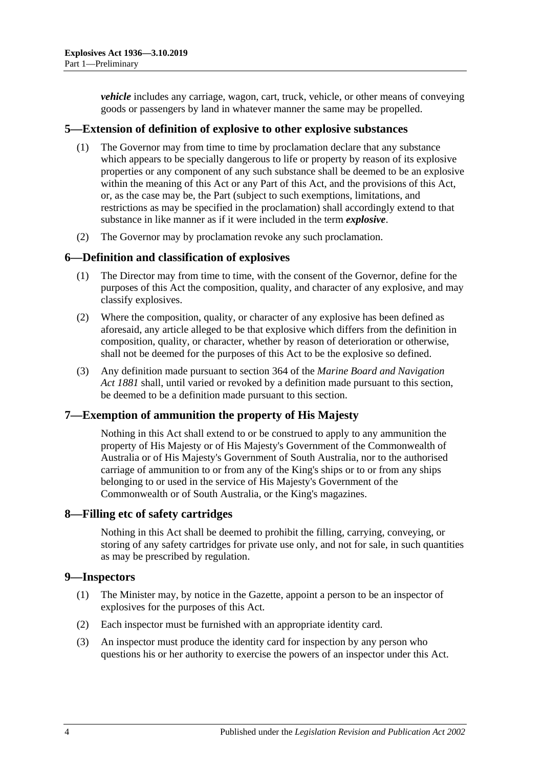***vehicle*** includes any carriage, wagon, cart, truck, vehicle, or other means of conveying goods or passengers by land in whatever manner the same may be propelled.

## 5—Extension of definition of explosive to other explosive substances

(1) The Governor may from time to time by proclamation declare that any substance which appears to be specially dangerous to life or property by reason of its explosive properties or any component of any such substance shall be deemed to be an explosive within the meaning of this Act or any Part of this Act, and the provisions of this Act, or, as the case may be, the Part (subject to such exemptions, limitations, and restrictions as may be specified in the proclamation) shall accordingly extend to that substance in like manner as if it were included in the term ***explosive***.

(2) The Governor may by proclamation revoke any such proclamation.

## 6—Definition and classification of explosives

(1) The Director may from time to time, with the consent of the Governor, define for the purposes of this Act the composition, quality, and character of any explosive, and may classify explosives.

(2) Where the composition, quality, or character of any explosive has been defined as aforesaid, any article alleged to be that explosive which differs from the definition in composition, quality, or character, whether by reason of deterioration or otherwise, shall not be deemed for the purposes of this Act to be the explosive so defined.

(3) Any definition made pursuant to section 364 of the *Marine Board and Navigation Act 1881* shall, until varied or revoked by a definition made pursuant to this section, be deemed to be a definition made pursuant to this section.

## 7—Exemption of ammunition the property of His Majesty

Nothing in this Act shall extend to or be construed to apply to any ammunition the property of His Majesty or of His Majesty's Government of the Commonwealth of Australia or of His Majesty's Government of South Australia, nor to the authorised carriage of ammunition to or from any of the King's ships or to or from any ships belonging to or used in the service of His Majesty's Government of the Commonwealth or of South Australia, or the King's magazines.

## 8—Filling etc of safety cartridges

Nothing in this Act shall be deemed to prohibit the filling, carrying, conveying, or storing of any safety cartridges for private use only, and not for sale, in such quantities as may be prescribed by regulation.

## 9—Inspectors

(1) The Minister may, by notice in the Gazette, appoint a person to be an inspector of explosives for the purposes of this Act.

(2) Each inspector must be furnished with an appropriate identity card.

(3) An inspector must produce the identity card for inspection by any person who questions his or her authority to exercise the powers of an inspector under this Act.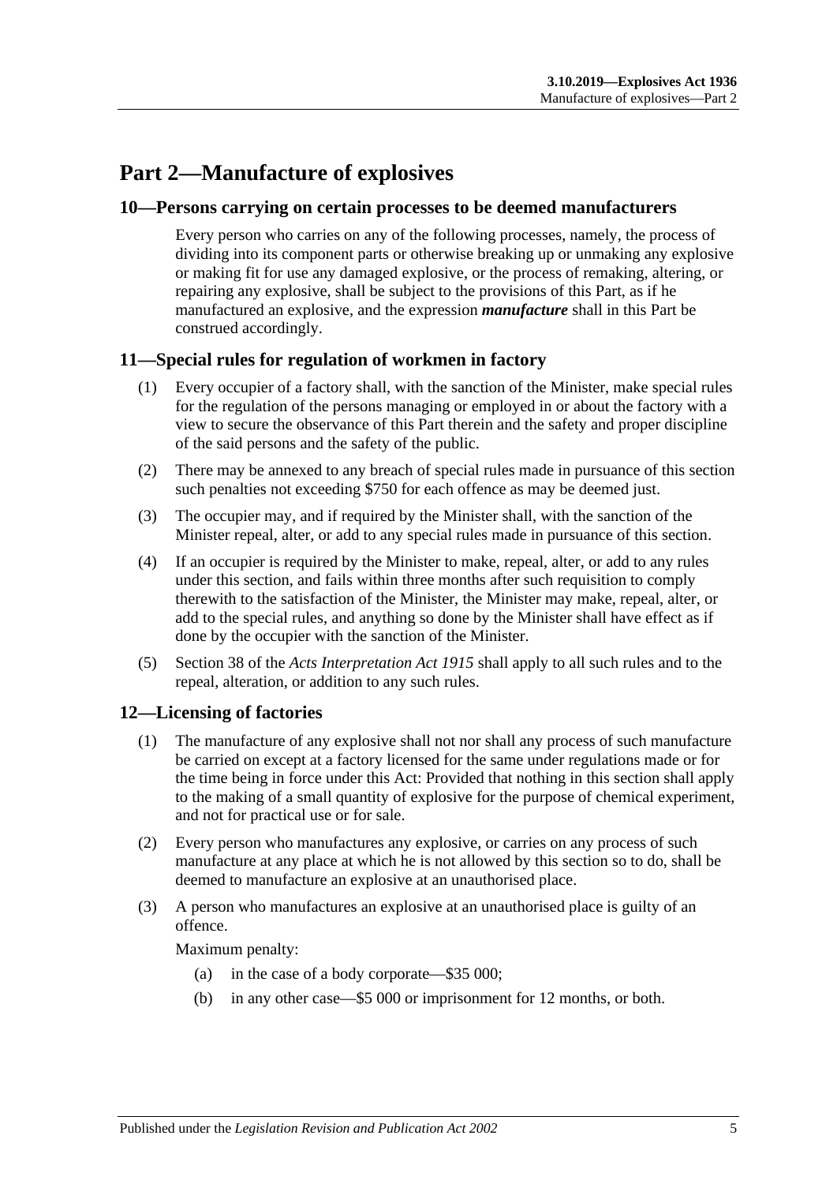# Part 2—Manufacture of explosives

## 10—Persons carrying on certain processes to be deemed manufacturers

Every person who carries on any of the following processes, namely, the process of dividing into its component parts or otherwise breaking up or unmaking any explosive or making fit for use any damaged explosive, or the process of remaking, altering, or repairing any explosive, shall be subject to the provisions of this Part, as if he manufactured an explosive, and the expression ***manufacture*** shall in this Part be construed accordingly.

## 11—Special rules for regulation of workmen in factory

(1) Every occupier of a factory shall, with the sanction of the Minister, make special rules for the regulation of the persons managing or employed in or about the factory with a view to secure the observance of this Part therein and the safety and proper discipline of the said persons and the safety of the public.

(2) There may be annexed to any breach of special rules made in pursuance of this section such penalties not exceeding $750 for each offence as may be deemed just.

(3) The occupier may, and if required by the Minister shall, with the sanction of the Minister repeal, alter, or add to any special rules made in pursuance of this section.

(4) If an occupier is required by the Minister to make, repeal, alter, or add to any rules under this section, and fails within three months after such requisition to comply therewith to the satisfaction of the Minister, the Minister may make, repeal, alter, or add to the special rules, and anything so done by the Minister shall have effect as if done by the occupier with the sanction of the Minister.

(5) Section 38 of the *Acts Interpretation Act 1915* shall apply to all such rules and to the repeal, alteration, or addition to any such rules.

## 12—Licensing of factories

(1) The manufacture of any explosive shall not nor shall any process of such manufacture be carried on except at a factory licensed for the same under regulations made or for the time being in force under this Act: Provided that nothing in this section shall apply to the making of a small quantity of explosive for the purpose of chemical experiment, and not for practical use or for sale.

(2) Every person who manufactures any explosive, or carries on any process of such manufacture at any place at which he is not allowed by this section so to do, shall be deemed to manufacture an explosive at an unauthorised place.

(3) A person who manufactures an explosive at an unauthorised place is guilty of an offence.

Maximum penalty:

(a) in the case of a body corporate—$35 000;

(b) in any other case—$5 000 or imprisonment for 12 months, or both.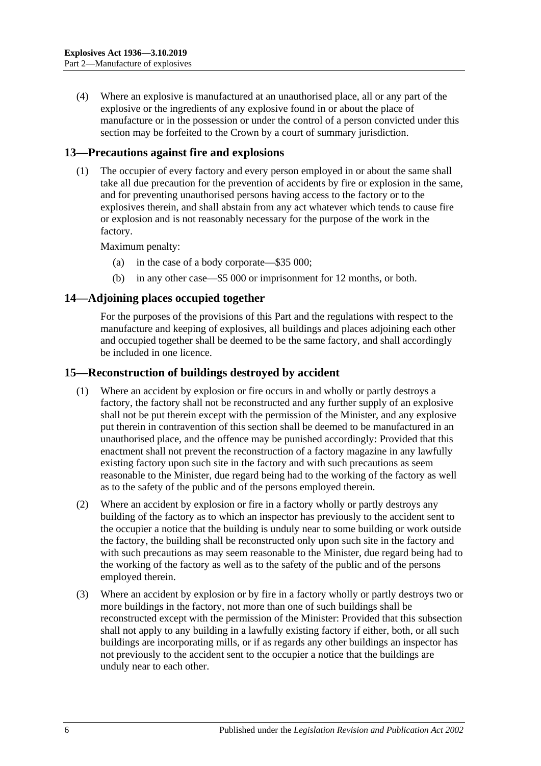(4) Where an explosive is manufactured at an unauthorised place, all or any part of the explosive or the ingredients of any explosive found in or about the place of manufacture or in the possession or under the control of a person convicted under this section may be forfeited to the Crown by a court of summary jurisdiction.

## 13—Precautions against fire and explosions

(1) The occupier of every factory and every person employed in or about the same shall take all due precaution for the prevention of accidents by fire or explosion in the same, and for preventing unauthorised persons having access to the factory or to the explosives therein, and shall abstain from any act whatever which tends to cause fire or explosion and is not reasonably necessary for the purpose of the work in the factory.

Maximum penalty:

(a) in the case of a body corporate—$35 000;

(b) in any other case—$5 000 or imprisonment for 12 months, or both.

## 14—Adjoining places occupied together

For the purposes of the provisions of this Part and the regulations with respect to the manufacture and keeping of explosives, all buildings and places adjoining each other and occupied together shall be deemed to be the same factory, and shall accordingly be included in one licence.

## 15—Reconstruction of buildings destroyed by accident

(1) Where an accident by explosion or fire occurs in and wholly or partly destroys a factory, the factory shall not be reconstructed and any further supply of an explosive shall not be put therein except with the permission of the Minister, and any explosive put therein in contravention of this section shall be deemed to be manufactured in an unauthorised place, and the offence may be punished accordingly: Provided that this enactment shall not prevent the reconstruction of a factory magazine in any lawfully existing factory upon such site in the factory and with such precautions as seem reasonable to the Minister, due regard being had to the working of the factory as well as to the safety of the public and of the persons employed therein.

(2) Where an accident by explosion or fire in a factory wholly or partly destroys any building of the factory as to which an inspector has previously to the accident sent to the occupier a notice that the building is unduly near to some building or work outside the factory, the building shall be reconstructed only upon such site in the factory and with such precautions as may seem reasonable to the Minister, due regard being had to the working of the factory as well as to the safety of the public and of the persons employed therein.

(3) Where an accident by explosion or by fire in a factory wholly or partly destroys two or more buildings in the factory, not more than one of such buildings shall be reconstructed except with the permission of the Minister: Provided that this subsection shall not apply to any building in a lawfully existing factory if either, both, or all such buildings are incorporating mills, or if as regards any other buildings an inspector has not previously to the accident sent to the occupier a notice that the buildings are unduly near to each other.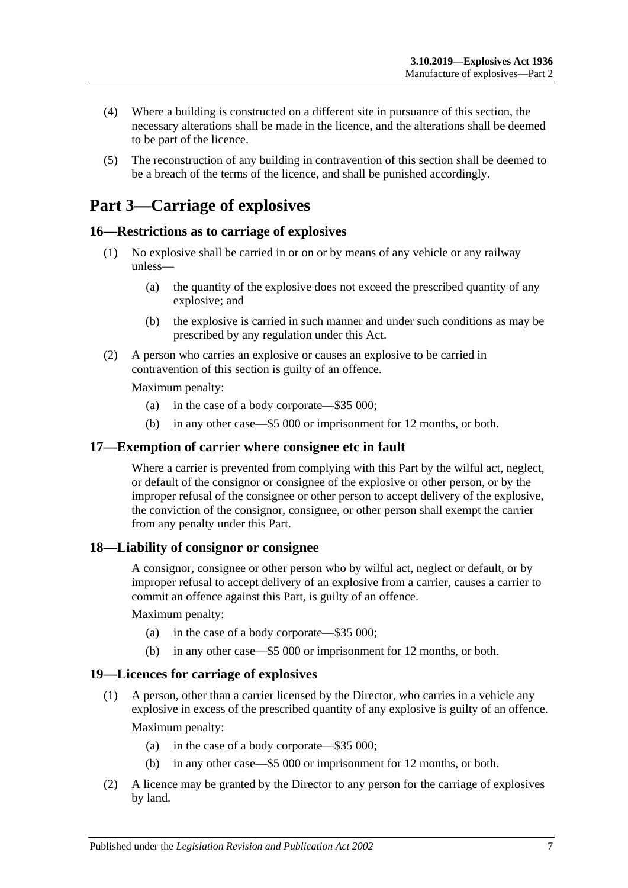(4) Where a building is constructed on a different site in pursuance of this section, the necessary alterations shall be made in the licence, and the alterations shall be deemed to be part of the licence.

(5) The reconstruction of any building in contravention of this section shall be deemed to be a breach of the terms of the licence, and shall be punished accordingly.

# Part 3—Carriage of explosives

## 16—Restrictions as to carriage of explosives

(1) No explosive shall be carried in or on or by means of any vehicle or any railway unless—

(a) the quantity of the explosive does not exceed the prescribed quantity of any explosive; and

(b) the explosive is carried in such manner and under such conditions as may be prescribed by any regulation under this Act.

(2) A person who carries an explosive or causes an explosive to be carried in contravention of this section is guilty of an offence.

Maximum penalty:

(a) in the case of a body corporate—$35 000;

(b) in any other case—$5 000 or imprisonment for 12 months, or both.

## 17—Exemption of carrier where consignee etc in fault

Where a carrier is prevented from complying with this Part by the wilful act, neglect, or default of the consignor or consignee of the explosive or other person, or by the improper refusal of the consignee or other person to accept delivery of the explosive, the conviction of the consignor, consignee, or other person shall exempt the carrier from any penalty under this Part.

## 18—Liability of consignor or consignee

A consignor, consignee or other person who by wilful act, neglect or default, or by improper refusal to accept delivery of an explosive from a carrier, causes a carrier to commit an offence against this Part, is guilty of an offence.

Maximum penalty:

(a) in the case of a body corporate—$35 000;

(b) in any other case—$5 000 or imprisonment for 12 months, or both.

## 19—Licences for carriage of explosives

(1) A person, other than a carrier licensed by the Director, who carries in a vehicle any explosive in excess of the prescribed quantity of any explosive is guilty of an offence.

Maximum penalty:

(a) in the case of a body corporate—$35 000;

(b) in any other case—$5 000 or imprisonment for 12 months, or both.

(2) A licence may be granted by the Director to any person for the carriage of explosives by land.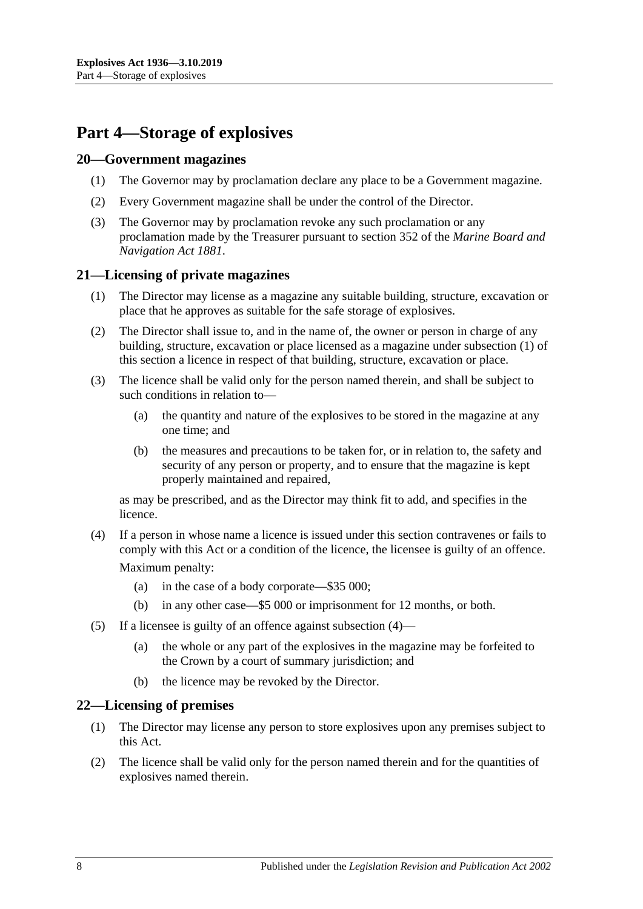# Part 4—Storage of explosives

## 20—Government magazines

(1) The Governor may by proclamation declare any place to be a Government magazine.

(2) Every Government magazine shall be under the control of the Director.

(3) The Governor may by proclamation revoke any such proclamation or any proclamation made by the Treasurer pursuant to section 352 of the *Marine Board and Navigation Act 1881*.

## 21—Licensing of private magazines

(1) The Director may license as a magazine any suitable building, structure, excavation or place that he approves as suitable for the safe storage of explosives.

(2) The Director shall issue to, and in the name of, the owner or person in charge of any building, structure, excavation or place licensed as a magazine under subsection (1) of this section a licence in respect of that building, structure, excavation or place.

(3) The licence shall be valid only for the person named therein, and shall be subject to such conditions in relation to—

(a) the quantity and nature of the explosives to be stored in the magazine at any one time; and

(b) the measures and precautions to be taken for, or in relation to, the safety and security of any person or property, and to ensure that the magazine is kept properly maintained and repaired,

as may be prescribed, and as the Director may think fit to add, and specifies in the licence.

(4) If a person in whose name a licence is issued under this section contravenes or fails to comply with this Act or a condition of the licence, the licensee is guilty of an offence.

Maximum penalty:

(a) in the case of a body corporate—$35 000;

(b) in any other case—$5 000 or imprisonment for 12 months, or both.

(5) If a licensee is guilty of an offence against subsection (4)—

(a) the whole or any part of the explosives in the magazine may be forfeited to the Crown by a court of summary jurisdiction; and

(b) the licence may be revoked by the Director.

## 22—Licensing of premises

(1) The Director may license any person to store explosives upon any premises subject to this Act.

(2) The licence shall be valid only for the person named therein and for the quantities of explosives named therein.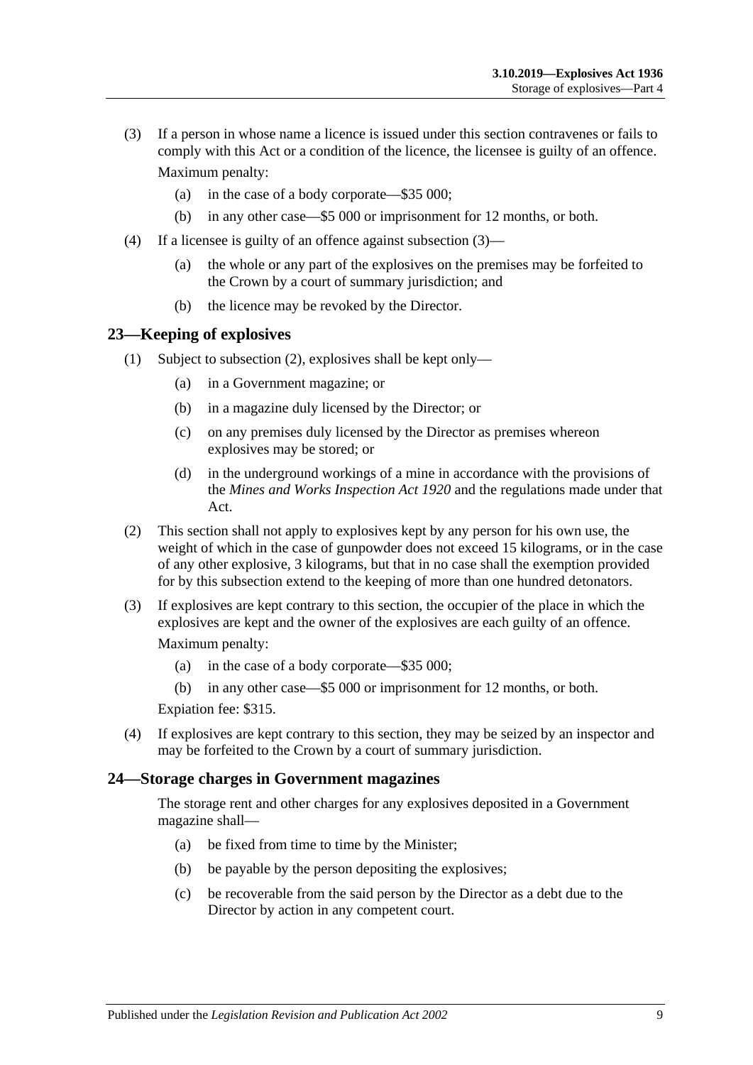(3) If a person in whose name a licence is issued under this section contravenes or fails to comply with this Act or a condition of the licence, the licensee is guilty of an offence.

Maximum penalty:

(a) in the case of a body corporate—$35 000;

(b) in any other case—$5 000 or imprisonment for 12 months, or both.

(4) If a licensee is guilty of an offence against subsection (3)—

(a) the whole or any part of the explosives on the premises may be forfeited to the Crown by a court of summary jurisdiction; and

(b) the licence may be revoked by the Director.

## 23—Keeping of explosives

(1) Subject to subsection (2), explosives shall be kept only—

(a) in a Government magazine; or

(b) in a magazine duly licensed by the Director; or

(c) on any premises duly licensed by the Director as premises whereon explosives may be stored; or

(d) in the underground workings of a mine in accordance with the provisions of the *Mines and Works Inspection Act 1920* and the regulations made under that Act.

(2) This section shall not apply to explosives kept by any person for his own use, the weight of which in the case of gunpowder does not exceed 15 kilograms, or in the case of any other explosive, 3 kilograms, but that in no case shall the exemption provided for by this subsection extend to the keeping of more than one hundred detonators.

(3) If explosives are kept contrary to this section, the occupier of the place in which the explosives are kept and the owner of the explosives are each guilty of an offence.

Maximum penalty:

(a) in the case of a body corporate—$35 000;

(b) in any other case—$5 000 or imprisonment for 12 months, or both.

Expiation fee: $315.

(4) If explosives are kept contrary to this section, they may be seized by an inspector and may be forfeited to the Crown by a court of summary jurisdiction.

## 24—Storage charges in Government magazines

The storage rent and other charges for any explosives deposited in a Government magazine shall—

(a) be fixed from time to time by the Minister;

(b) be payable by the person depositing the explosives;

(c) be recoverable from the said person by the Director as a debt due to the Director by action in any competent court.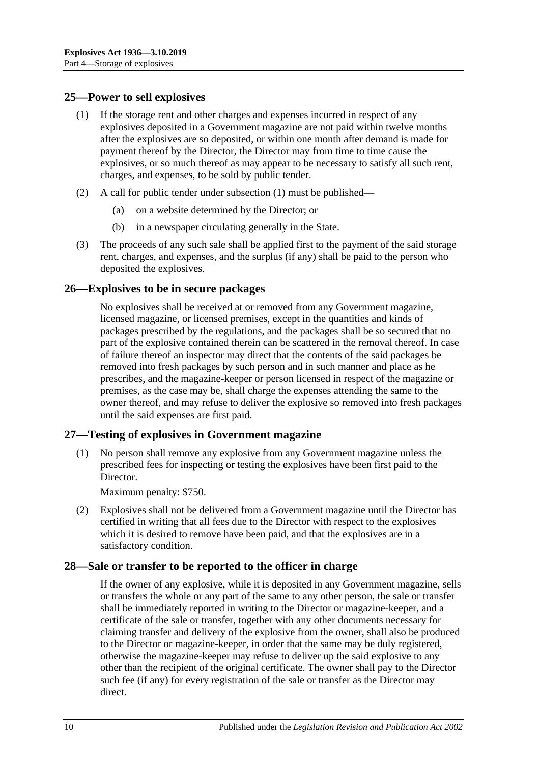## 25—Power to sell explosives

(1) If the storage rent and other charges and expenses incurred in respect of any explosives deposited in a Government magazine are not paid within twelve months after the explosives are so deposited, or within one month after demand is made for payment thereof by the Director, the Director may from time to time cause the explosives, or so much thereof as may appear to be necessary to satisfy all such rent, charges, and expenses, to be sold by public tender.

(2) A call for public tender under subsection (1) must be published—

   (a) on a website determined by the Director; or

   (b) in a newspaper circulating generally in the State.

(3) The proceeds of any such sale shall be applied first to the payment of the said storage rent, charges, and expenses, and the surplus (if any) shall be paid to the person who deposited the explosives.

## 26—Explosives to be in secure packages

No explosives shall be received at or removed from any Government magazine, licensed magazine, or licensed premises, except in the quantities and kinds of packages prescribed by the regulations, and the packages shall be so secured that no part of the explosive contained therein can be scattered in the removal thereof. In case of failure thereof an inspector may direct that the contents of the said packages be removed into fresh packages by such person and in such manner and place as he prescribes, and the magazine-keeper or person licensed in respect of the magazine or premises, as the case may be, shall charge the expenses attending the same to the owner thereof, and may refuse to deliver the explosive so removed into fresh packages until the said expenses are first paid.

## 27—Testing of explosives in Government magazine

(1) No person shall remove any explosive from any Government magazine unless the prescribed fees for inspecting or testing the explosives have been first paid to the Director.

Maximum penalty: $750.

(2) Explosives shall not be delivered from a Government magazine until the Director has certified in writing that all fees due to the Director with respect to the explosives which it is desired to remove have been paid, and that the explosives are in a satisfactory condition.

## 28—Sale or transfer to be reported to the officer in charge

If the owner of any explosive, while it is deposited in any Government magazine, sells or transfers the whole or any part of the same to any other person, the sale or transfer shall be immediately reported in writing to the Director or magazine-keeper, and a certificate of the sale or transfer, together with any other documents necessary for claiming transfer and delivery of the explosive from the owner, shall also be produced to the Director or magazine-keeper, in order that the same may be duly registered, otherwise the magazine-keeper may refuse to deliver up the said explosive to any other than the recipient of the original certificate. The owner shall pay to the Director such fee (if any) for every registration of the sale or transfer as the Director may direct.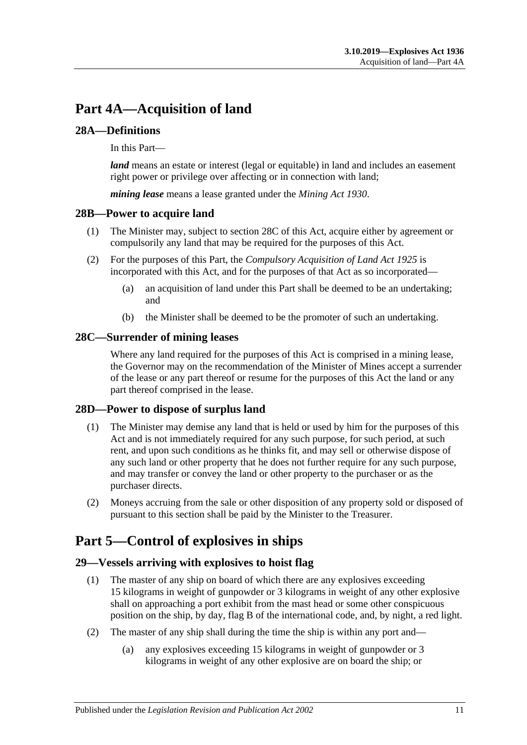# Part 4A—Acquisition of land

## 28A—Definitions

In this Part—

***land*** means an estate or interest (legal or equitable) in land and includes an easement right power or privilege over affecting or in connection with land;

***mining lease*** means a lease granted under the *Mining Act 1930*.

## 28B—Power to acquire land

(1) The Minister may, subject to section 28C of this Act, acquire either by agreement or compulsorily any land that may be required for the purposes of this Act.

(2) For the purposes of this Part, the *Compulsory Acquisition of Land Act 1925* is incorporated with this Act, and for the purposes of that Act as so incorporated—

(a) an acquisition of land under this Part shall be deemed to be an undertaking; and

(b) the Minister shall be deemed to be the promoter of such an undertaking.

## 28C—Surrender of mining leases

Where any land required for the purposes of this Act is comprised in a mining lease, the Governor may on the recommendation of the Minister of Mines accept a surrender of the lease or any part thereof or resume for the purposes of this Act the land or any part thereof comprised in the lease.

## 28D—Power to dispose of surplus land

(1) The Minister may demise any land that is held or used by him for the purposes of this Act and is not immediately required for any such purpose, for such period, at such rent, and upon such conditions as he thinks fit, and may sell or otherwise dispose of any such land or other property that he does not further require for any such purpose, and may transfer or convey the land or other property to the purchaser or as the purchaser directs.

(2) Moneys accruing from the sale or other disposition of any property sold or disposed of pursuant to this section shall be paid by the Minister to the Treasurer.

# Part 5—Control of explosives in ships

## 29—Vessels arriving with explosives to hoist flag

(1) The master of any ship on board of which there are any explosives exceeding 15 kilograms in weight of gunpowder or 3 kilograms in weight of any other explosive shall on approaching a port exhibit from the mast head or some other conspicuous position on the ship, by day, flag B of the international code, and, by night, a red light.

(2) The master of any ship shall during the time the ship is within any port and—

(a) any explosives exceeding 15 kilograms in weight of gunpowder or 3 kilograms in weight of any other explosive are on board the ship; or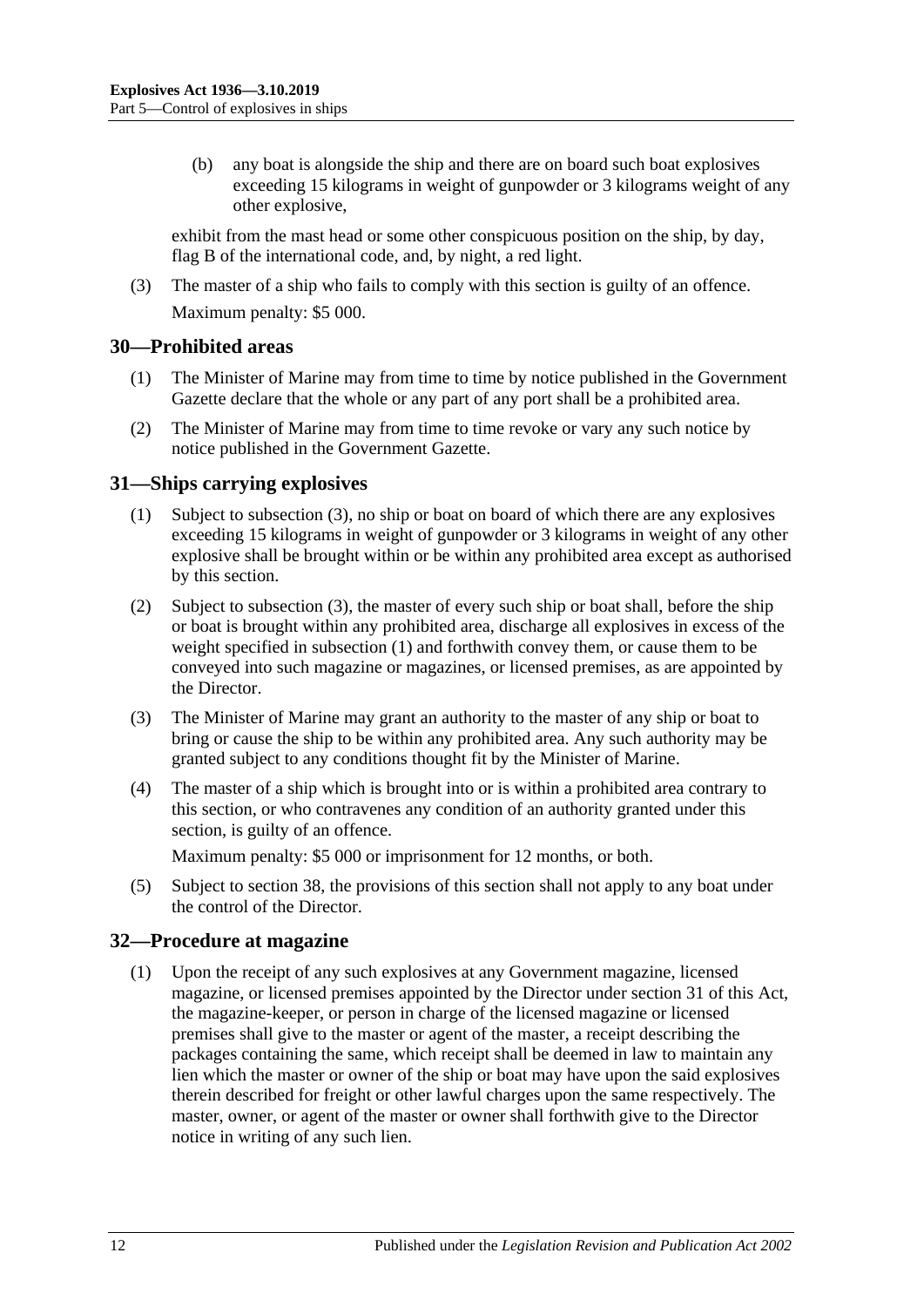(b) any boat is alongside the ship and there are on board such boat explosives exceeding 15 kilograms in weight of gunpowder or 3 kilograms weight of any other explosive,

exhibit from the mast head or some other conspicuous position on the ship, by day, flag B of the international code, and, by night, a red light.

(3) The master of a ship who fails to comply with this section is guilty of an offence.

Maximum penalty: $5 000.

## 30—Prohibited areas

(1) The Minister of Marine may from time to time by notice published in the Government Gazette declare that the whole or any part of any port shall be a prohibited area.

(2) The Minister of Marine may from time to time revoke or vary any such notice by notice published in the Government Gazette.

## 31—Ships carrying explosives

(1) Subject to subsection (3), no ship or boat on board of which there are any explosives exceeding 15 kilograms in weight of gunpowder or 3 kilograms in weight of any other explosive shall be brought within or be within any prohibited area except as authorised by this section.

(2) Subject to subsection (3), the master of every such ship or boat shall, before the ship or boat is brought within any prohibited area, discharge all explosives in excess of the weight specified in subsection (1) and forthwith convey them, or cause them to be conveyed into such magazine or magazines, or licensed premises, as are appointed by the Director.

(3) The Minister of Marine may grant an authority to the master of any ship or boat to bring or cause the ship to be within any prohibited area. Any such authority may be granted subject to any conditions thought fit by the Minister of Marine.

(4) The master of a ship which is brought into or is within a prohibited area contrary to this section, or who contravenes any condition of an authority granted under this section, is guilty of an offence.

Maximum penalty: $5 000 or imprisonment for 12 months, or both.

(5) Subject to section 38, the provisions of this section shall not apply to any boat under the control of the Director.

## 32—Procedure at magazine

(1) Upon the receipt of any such explosives at any Government magazine, licensed magazine, or licensed premises appointed by the Director under section 31 of this Act, the magazine-keeper, or person in charge of the licensed magazine or licensed premises shall give to the master or agent of the master, a receipt describing the packages containing the same, which receipt shall be deemed in law to maintain any lien which the master or owner of the ship or boat may have upon the said explosives therein described for freight or other lawful charges upon the same respectively. The master, owner, or agent of the master or owner shall forthwith give to the Director notice in writing of any such lien.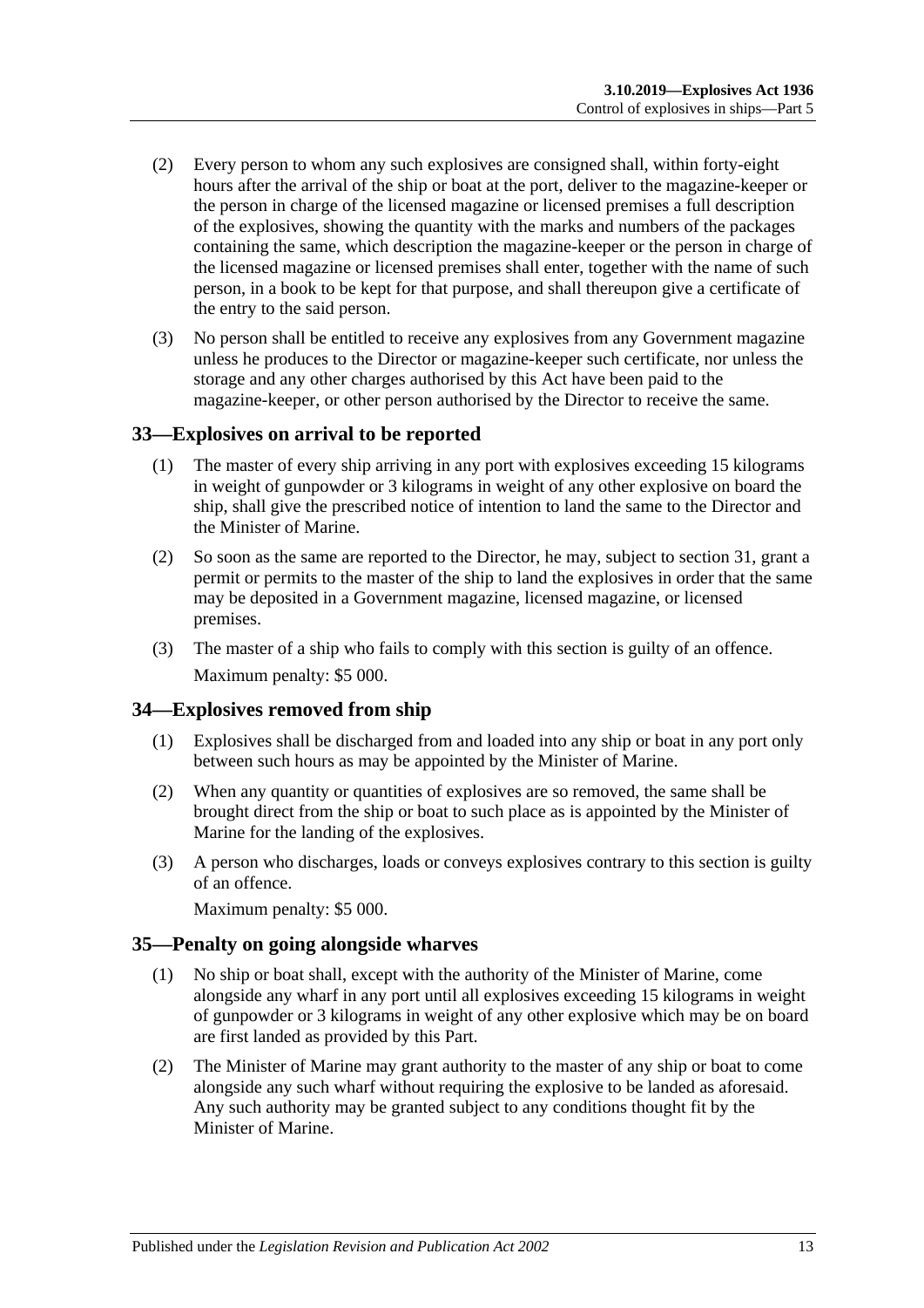(2) Every person to whom any such explosives are consigned shall, within forty-eight hours after the arrival of the ship or boat at the port, deliver to the magazine-keeper or the person in charge of the licensed magazine or licensed premises a full description of the explosives, showing the quantity with the marks and numbers of the packages containing the same, which description the magazine-keeper or the person in charge of the licensed magazine or licensed premises shall enter, together with the name of such person, in a book to be kept for that purpose, and shall thereupon give a certificate of the entry to the said person.

(3) No person shall be entitled to receive any explosives from any Government magazine unless he produces to the Director or magazine-keeper such certificate, nor unless the storage and any other charges authorised by this Act have been paid to the magazine-keeper, or other person authorised by the Director to receive the same.

## 33—Explosives on arrival to be reported

(1) The master of every ship arriving in any port with explosives exceeding 15 kilograms in weight of gunpowder or 3 kilograms in weight of any other explosive on board the ship, shall give the prescribed notice of intention to land the same to the Director and the Minister of Marine.

(2) So soon as the same are reported to the Director, he may, subject to section 31, grant a permit or permits to the master of the ship to land the explosives in order that the same may be deposited in a Government magazine, licensed magazine, or licensed premises.

(3) The master of a ship who fails to comply with this section is guilty of an offence.

Maximum penalty: $5 000.

## 34—Explosives removed from ship

(1) Explosives shall be discharged from and loaded into any ship or boat in any port only between such hours as may be appointed by the Minister of Marine.

(2) When any quantity or quantities of explosives are so removed, the same shall be brought direct from the ship or boat to such place as is appointed by the Minister of Marine for the landing of the explosives.

(3) A person who discharges, loads or conveys explosives contrary to this section is guilty of an offence.

Maximum penalty: $5 000.

## 35—Penalty on going alongside wharves

(1) No ship or boat shall, except with the authority of the Minister of Marine, come alongside any wharf in any port until all explosives exceeding 15 kilograms in weight of gunpowder or 3 kilograms in weight of any other explosive which may be on board are first landed as provided by this Part.

(2) The Minister of Marine may grant authority to the master of any ship or boat to come alongside any such wharf without requiring the explosive to be landed as aforesaid. Any such authority may be granted subject to any conditions thought fit by the Minister of Marine.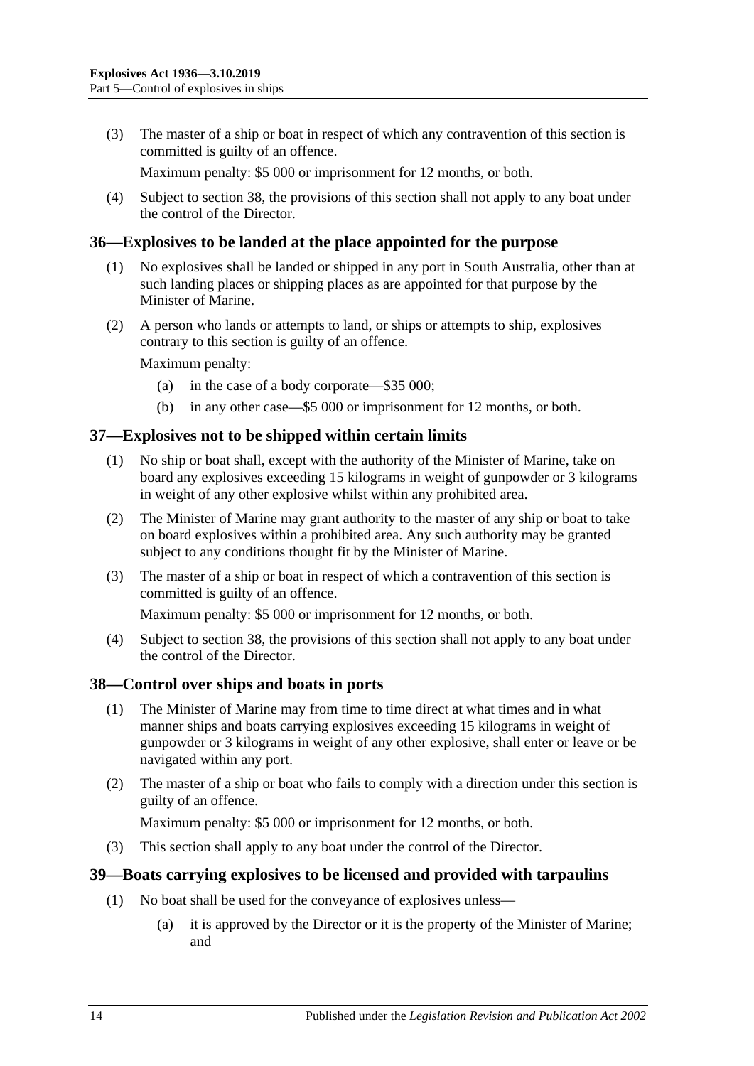(3) The master of a ship or boat in respect of which any contravention of this section is committed is guilty of an offence.

Maximum penalty: $5 000 or imprisonment for 12 months, or both.

(4) Subject to section 38, the provisions of this section shall not apply to any boat under the control of the Director.

## 36—Explosives to be landed at the place appointed for the purpose

(1) No explosives shall be landed or shipped in any port in South Australia, other than at such landing places or shipping places as are appointed for that purpose by the Minister of Marine.

(2) A person who lands or attempts to land, or ships or attempts to ship, explosives contrary to this section is guilty of an offence.

Maximum penalty:

(a) in the case of a body corporate—$35 000;

(b) in any other case—$5 000 or imprisonment for 12 months, or both.

## 37—Explosives not to be shipped within certain limits

(1) No ship or boat shall, except with the authority of the Minister of Marine, take on board any explosives exceeding 15 kilograms in weight of gunpowder or 3 kilograms in weight of any other explosive whilst within any prohibited area.

(2) The Minister of Marine may grant authority to the master of any ship or boat to take on board explosives within a prohibited area. Any such authority may be granted subject to any conditions thought fit by the Minister of Marine.

(3) The master of a ship or boat in respect of which a contravention of this section is committed is guilty of an offence.

Maximum penalty: $5 000 or imprisonment for 12 months, or both.

(4) Subject to section 38, the provisions of this section shall not apply to any boat under the control of the Director.

## 38—Control over ships and boats in ports

(1) The Minister of Marine may from time to time direct at what times and in what manner ships and boats carrying explosives exceeding 15 kilograms in weight of gunpowder or 3 kilograms in weight of any other explosive, shall enter or leave or be navigated within any port.

(2) The master of a ship or boat who fails to comply with a direction under this section is guilty of an offence.

Maximum penalty: $5 000 or imprisonment for 12 months, or both.

(3) This section shall apply to any boat under the control of the Director.

## 39—Boats carrying explosives to be licensed and provided with tarpaulins

(1) No boat shall be used for the conveyance of explosives unless—

(a) it is approved by the Director or it is the property of the Minister of Marine; and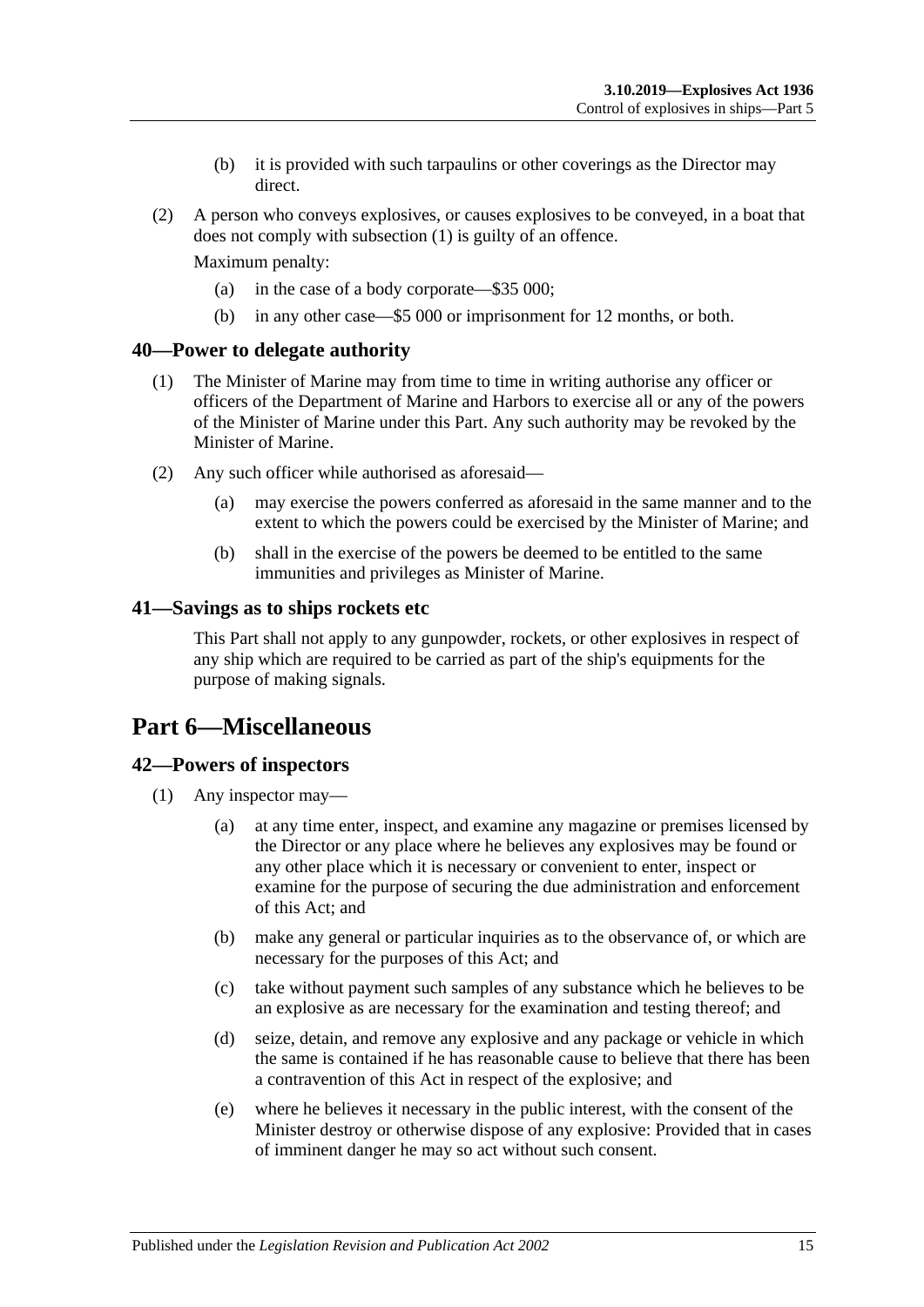(b) it is provided with such tarpaulins or other coverings as the Director may direct.

(2) A person who conveys explosives, or causes explosives to be conveyed, in a boat that does not comply with subsection (1) is guilty of an offence.

Maximum penalty:

(a) in the case of a body corporate—$35 000;

(b) in any other case—$5 000 or imprisonment for 12 months, or both.

### 40—Power to delegate authority

(1) The Minister of Marine may from time to time in writing authorise any officer or officers of the Department of Marine and Harbors to exercise all or any of the powers of the Minister of Marine under this Part. Any such authority may be revoked by the Minister of Marine.

(2) Any such officer while authorised as aforesaid—

(a) may exercise the powers conferred as aforesaid in the same manner and to the extent to which the powers could be exercised by the Minister of Marine; and

(b) shall in the exercise of the powers be deemed to be entitled to the same immunities and privileges as Minister of Marine.

### 41—Savings as to ships rockets etc

This Part shall not apply to any gunpowder, rockets, or other explosives in respect of any ship which are required to be carried as part of the ship's equipments for the purpose of making signals.

## Part 6—Miscellaneous

### 42—Powers of inspectors

(1) Any inspector may—

(a) at any time enter, inspect, and examine any magazine or premises licensed by the Director or any place where he believes any explosives may be found or any other place which it is necessary or convenient to enter, inspect or examine for the purpose of securing the due administration and enforcement of this Act; and

(b) make any general or particular inquiries as to the observance of, or which are necessary for the purposes of this Act; and

(c) take without payment such samples of any substance which he believes to be an explosive as are necessary for the examination and testing thereof; and

(d) seize, detain, and remove any explosive and any package or vehicle in which the same is contained if he has reasonable cause to believe that there has been a contravention of this Act in respect of the explosive; and

(e) where he believes it necessary in the public interest, with the consent of the Minister destroy or otherwise dispose of any explosive: Provided that in cases of imminent danger he may so act without such consent.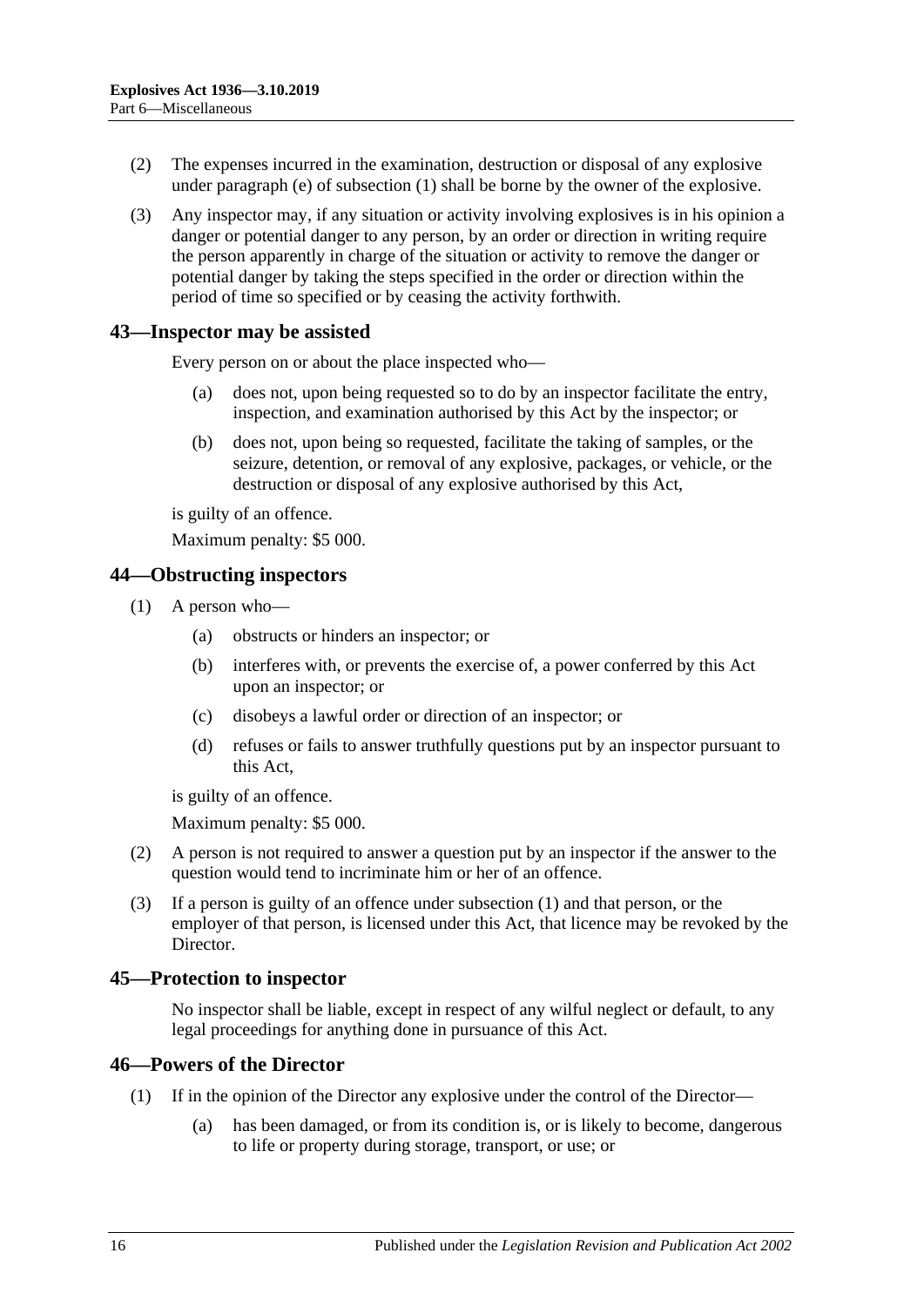(2) The expenses incurred in the examination, destruction or disposal of any explosive under paragraph (e) of subsection (1) shall be borne by the owner of the explosive.

(3) Any inspector may, if any situation or activity involving explosives is in his opinion a danger or potential danger to any person, by an order or direction in writing require the person apparently in charge of the situation or activity to remove the danger or potential danger by taking the steps specified in the order or direction within the period of time so specified or by ceasing the activity forthwith.

## 43—Inspector may be assisted

Every person on or about the place inspected who—

- (a) does not, upon being requested so to do by an inspector facilitate the entry, inspection, and examination authorised by this Act by the inspector; or
- (b) does not, upon being so requested, facilitate the taking of samples, or the seizure, detention, or removal of any explosive, packages, or vehicle, or the destruction or disposal of any explosive authorised by this Act,

is guilty of an offence.

Maximum penalty: $5 000.

## 44—Obstructing inspectors

(1) A person who—

- (a) obstructs or hinders an inspector; or
- (b) interferes with, or prevents the exercise of, a power conferred by this Act upon an inspector; or
- (c) disobeys a lawful order or direction of an inspector; or
- (d) refuses or fails to answer truthfully questions put by an inspector pursuant to this Act,

is guilty of an offence.

Maximum penalty: $5 000.

(2) A person is not required to answer a question put by an inspector if the answer to the question would tend to incriminate him or her of an offence.

(3) If a person is guilty of an offence under subsection (1) and that person, or the employer of that person, is licensed under this Act, that licence may be revoked by the Director.

## 45—Protection to inspector

No inspector shall be liable, except in respect of any wilful neglect or default, to any legal proceedings for anything done in pursuance of this Act.

## 46—Powers of the Director

(1) If in the opinion of the Director any explosive under the control of the Director—

- (a) has been damaged, or from its condition is, or is likely to become, dangerous to life or property during storage, transport, or use; or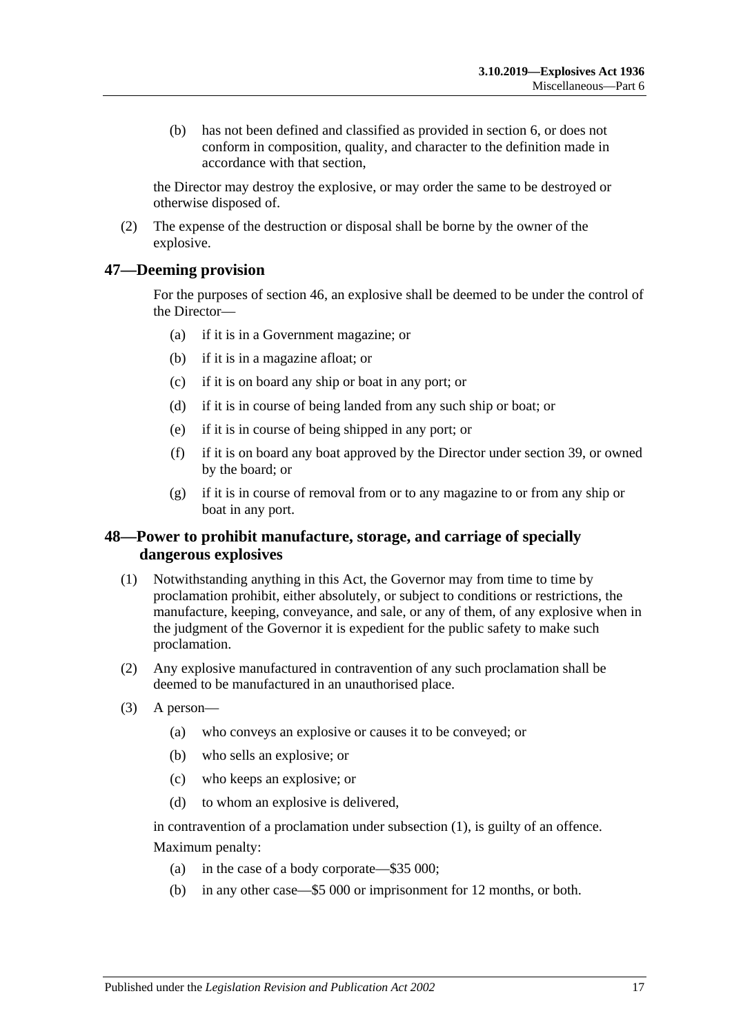(b) has not been defined and classified as provided in section 6, or does not conform in composition, quality, and character to the definition made in accordance with that section,

the Director may destroy the explosive, or may order the same to be destroyed or otherwise disposed of.

(2) The expense of the destruction or disposal shall be borne by the owner of the explosive.

## 47—Deeming provision

For the purposes of section 46, an explosive shall be deemed to be under the control of the Director—

(a) if it is in a Government magazine; or

(b) if it is in a magazine afloat; or

(c) if it is on board any ship or boat in any port; or

(d) if it is in course of being landed from any such ship or boat; or

(e) if it is in course of being shipped in any port; or

(f) if it is on board any boat approved by the Director under section 39, or owned by the board; or

(g) if it is in course of removal from or to any magazine to or from any ship or boat in any port.

## 48—Power to prohibit manufacture, storage, and carriage of specially dangerous explosives

(1) Notwithstanding anything in this Act, the Governor may from time to time by proclamation prohibit, either absolutely, or subject to conditions or restrictions, the manufacture, keeping, conveyance, and sale, or any of them, of any explosive when in the judgment of the Governor it is expedient for the public safety to make such proclamation.

(2) Any explosive manufactured in contravention of any such proclamation shall be deemed to be manufactured in an unauthorised place.

(3) A person—

(a) who conveys an explosive or causes it to be conveyed; or

(b) who sells an explosive; or

(c) who keeps an explosive; or

(d) to whom an explosive is delivered,

in contravention of a proclamation under subsection (1), is guilty of an offence.

Maximum penalty:

(a) in the case of a body corporate—$35 000;

(b) in any other case—$5 000 or imprisonment for 12 months, or both.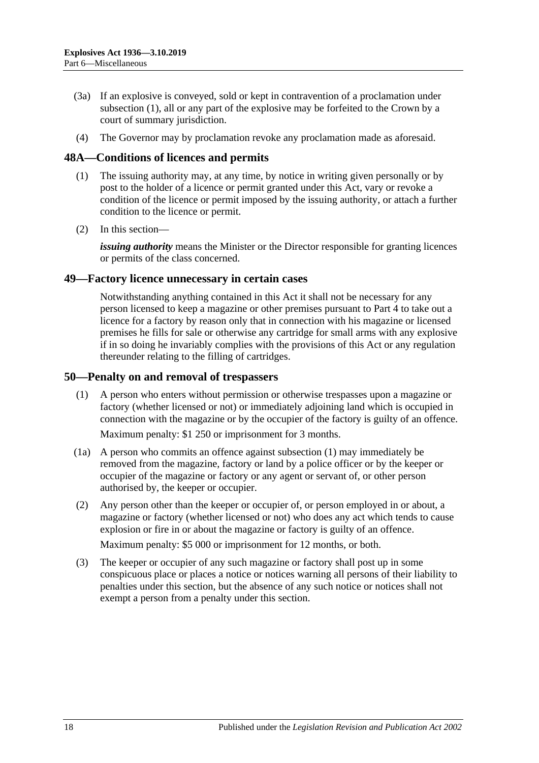(3a) If an explosive is conveyed, sold or kept in contravention of a proclamation under subsection (1), all or any part of the explosive may be forfeited to the Crown by a court of summary jurisdiction.

(4) The Governor may by proclamation revoke any proclamation made as aforesaid.

## 48A—Conditions of licences and permits

(1) The issuing authority may, at any time, by notice in writing given personally or by post to the holder of a licence or permit granted under this Act, vary or revoke a condition of the licence or permit imposed by the issuing authority, or attach a further condition to the licence or permit.

(2) In this section—

***issuing authority*** means the Minister or the Director responsible for granting licences or permits of the class concerned.

## 49—Factory licence unnecessary in certain cases

Notwithstanding anything contained in this Act it shall not be necessary for any person licensed to keep a magazine or other premises pursuant to Part 4 to take out a licence for a factory by reason only that in connection with his magazine or licensed premises he fills for sale or otherwise any cartridge for small arms with any explosive if in so doing he invariably complies with the provisions of this Act or any regulation thereunder relating to the filling of cartridges.

## 50—Penalty on and removal of trespassers

(1) A person who enters without permission or otherwise trespasses upon a magazine or factory (whether licensed or not) or immediately adjoining land which is occupied in connection with the magazine or by the occupier of the factory is guilty of an offence.

Maximum penalty: $1 250 or imprisonment for 3 months.

(1a) A person who commits an offence against subsection (1) may immediately be removed from the magazine, factory or land by a police officer or by the keeper or occupier of the magazine or factory or any agent or servant of, or other person authorised by, the keeper or occupier.

(2) Any person other than the keeper or occupier of, or person employed in or about, a magazine or factory (whether licensed or not) who does any act which tends to cause explosion or fire in or about the magazine or factory is guilty of an offence.

Maximum penalty: $5 000 or imprisonment for 12 months, or both.

(3) The keeper or occupier of any such magazine or factory shall post up in some conspicuous place or places a notice or notices warning all persons of their liability to penalties under this section, but the absence of any such notice or notices shall not exempt a person from a penalty under this section.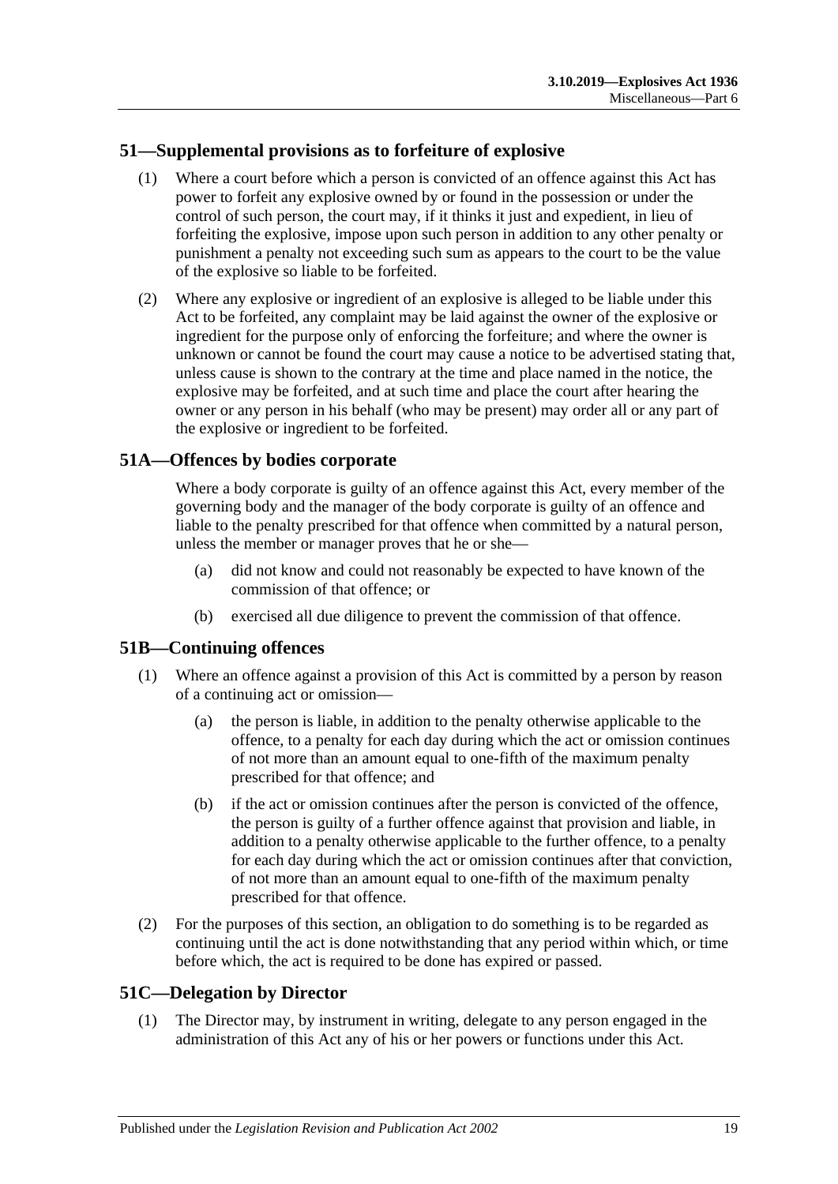## 51—Supplemental provisions as to forfeiture of explosive

(1) Where a court before which a person is convicted of an offence against this Act has power to forfeit any explosive owned by or found in the possession or under the control of such person, the court may, if it thinks it just and expedient, in lieu of forfeiting the explosive, impose upon such person in addition to any other penalty or punishment a penalty not exceeding such sum as appears to the court to be the value of the explosive so liable to be forfeited.

(2) Where any explosive or ingredient of an explosive is alleged to be liable under this Act to be forfeited, any complaint may be laid against the owner of the explosive or ingredient for the purpose only of enforcing the forfeiture; and where the owner is unknown or cannot be found the court may cause a notice to be advertised stating that, unless cause is shown to the contrary at the time and place named in the notice, the explosive may be forfeited, and at such time and place the court after hearing the owner or any person in his behalf (who may be present) may order all or any part of the explosive or ingredient to be forfeited.

## 51A—Offences by bodies corporate

Where a body corporate is guilty of an offence against this Act, every member of the governing body and the manager of the body corporate is guilty of an offence and liable to the penalty prescribed for that offence when committed by a natural person, unless the member or manager proves that he or she—

(a) did not know and could not reasonably be expected to have known of the commission of that offence; or

(b) exercised all due diligence to prevent the commission of that offence.

## 51B—Continuing offences

(1) Where an offence against a provision of this Act is committed by a person by reason of a continuing act or omission—

(a) the person is liable, in addition to the penalty otherwise applicable to the offence, to a penalty for each day during which the act or omission continues of not more than an amount equal to one-fifth of the maximum penalty prescribed for that offence; and

(b) if the act or omission continues after the person is convicted of the offence, the person is guilty of a further offence against that provision and liable, in addition to a penalty otherwise applicable to the further offence, to a penalty for each day during which the act or omission continues after that conviction, of not more than an amount equal to one-fifth of the maximum penalty prescribed for that offence.

(2) For the purposes of this section, an obligation to do something is to be regarded as continuing until the act is done notwithstanding that any period within which, or time before which, the act is required to be done has expired or passed.

## 51C—Delegation by Director

(1) The Director may, by instrument in writing, delegate to any person engaged in the administration of this Act any of his or her powers or functions under this Act.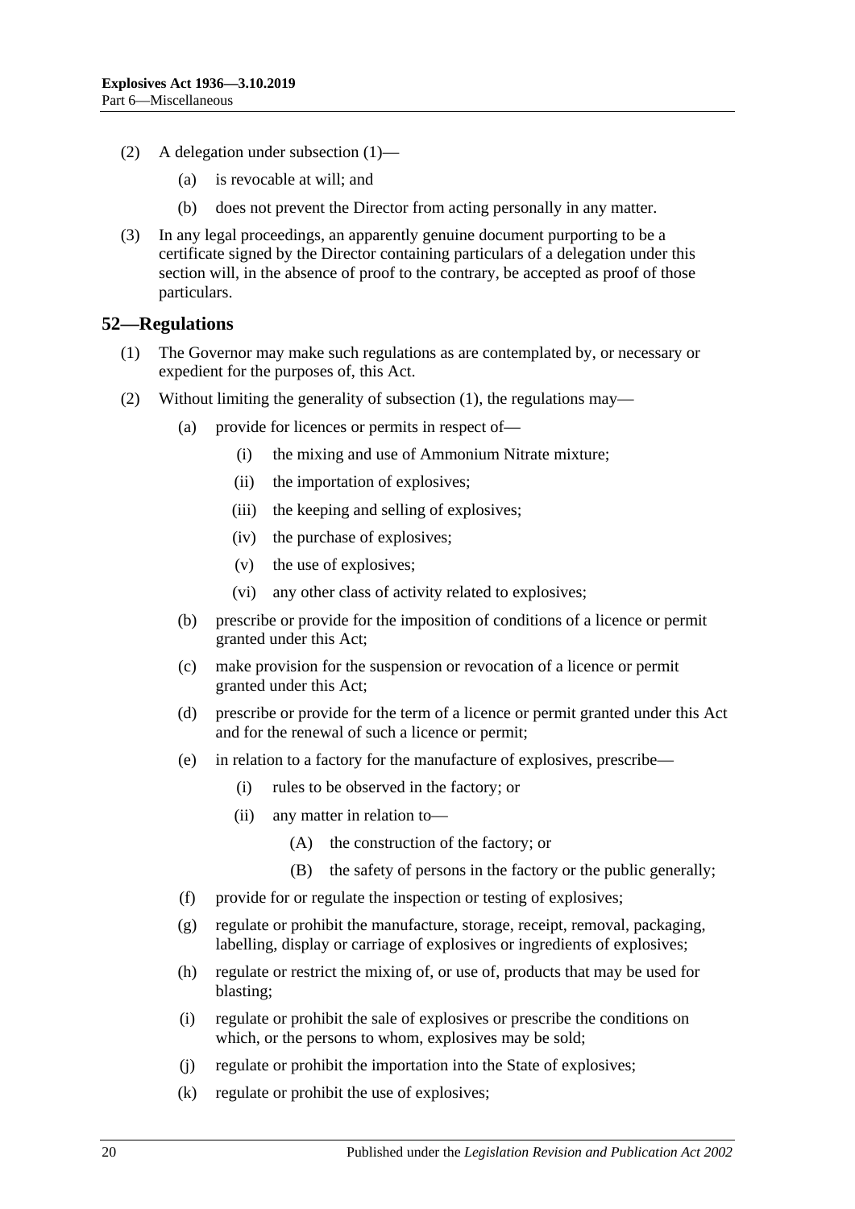(2) A delegation under subsection (1)—

(a) is revocable at will; and

(b) does not prevent the Director from acting personally in any matter.

(3) In any legal proceedings, an apparently genuine document purporting to be a certificate signed by the Director containing particulars of a delegation under this section will, in the absence of proof to the contrary, be accepted as proof of those particulars.

## 52—Regulations

(1) The Governor may make such regulations as are contemplated by, or necessary or expedient for the purposes of, this Act.

(2) Without limiting the generality of subsection (1), the regulations may—

(a) provide for licences or permits in respect of—

(i) the mixing and use of Ammonium Nitrate mixture;

(ii) the importation of explosives;

(iii) the keeping and selling of explosives;

(iv) the purchase of explosives;

(v) the use of explosives;

(vi) any other class of activity related to explosives;

(b) prescribe or provide for the imposition of conditions of a licence or permit granted under this Act;

(c) make provision for the suspension or revocation of a licence or permit granted under this Act;

(d) prescribe or provide for the term of a licence or permit granted under this Act and for the renewal of such a licence or permit;

(e) in relation to a factory for the manufacture of explosives, prescribe—

(i) rules to be observed in the factory; or

(ii) any matter in relation to—

(A) the construction of the factory; or

(B) the safety of persons in the factory or the public generally;

(f) provide for or regulate the inspection or testing of explosives;

(g) regulate or prohibit the manufacture, storage, receipt, removal, packaging, labelling, display or carriage of explosives or ingredients of explosives;

(h) regulate or restrict the mixing of, or use of, products that may be used for blasting;

(i) regulate or prohibit the sale of explosives or prescribe the conditions on which, or the persons to whom, explosives may be sold;

(j) regulate or prohibit the importation into the State of explosives;

(k) regulate or prohibit the use of explosives;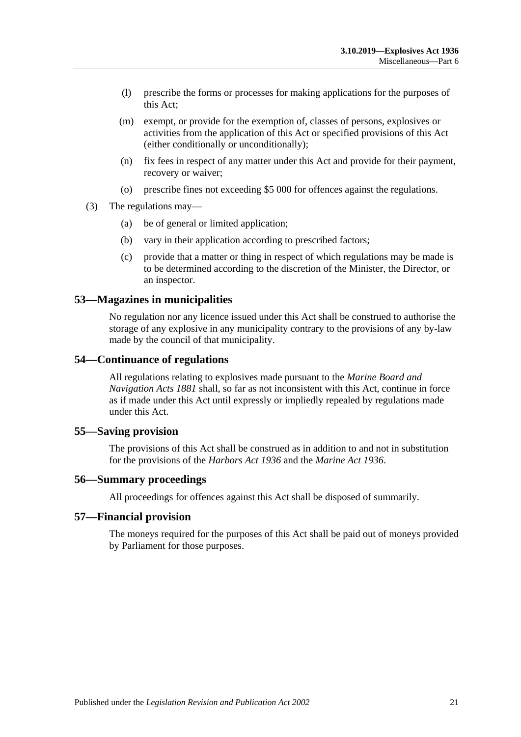(l) prescribe the forms or processes for making applications for the purposes of this Act;

(m) exempt, or provide for the exemption of, classes of persons, explosives or activities from the application of this Act or specified provisions of this Act (either conditionally or unconditionally);

(n) fix fees in respect of any matter under this Act and provide for their payment, recovery or waiver;

(o) prescribe fines not exceeding $5 000 for offences against the regulations.

(3) The regulations may—

(a) be of general or limited application;

(b) vary in their application according to prescribed factors;

(c) provide that a matter or thing in respect of which regulations may be made is to be determined according to the discretion of the Minister, the Director, or an inspector.

## 53—Magazines in municipalities

No regulation nor any licence issued under this Act shall be construed to authorise the storage of any explosive in any municipality contrary to the provisions of any by-law made by the council of that municipality.

## 54—Continuance of regulations

All regulations relating to explosives made pursuant to the *Marine Board and Navigation Acts 1881* shall, so far as not inconsistent with this Act, continue in force as if made under this Act until expressly or impliedly repealed by regulations made under this Act.

## 55—Saving provision

The provisions of this Act shall be construed as in addition to and not in substitution for the provisions of the *Harbors Act 1936* and the *Marine Act 1936*.

## 56—Summary proceedings

All proceedings for offences against this Act shall be disposed of summarily.

## 57—Financial provision

The moneys required for the purposes of this Act shall be paid out of moneys provided by Parliament for those purposes.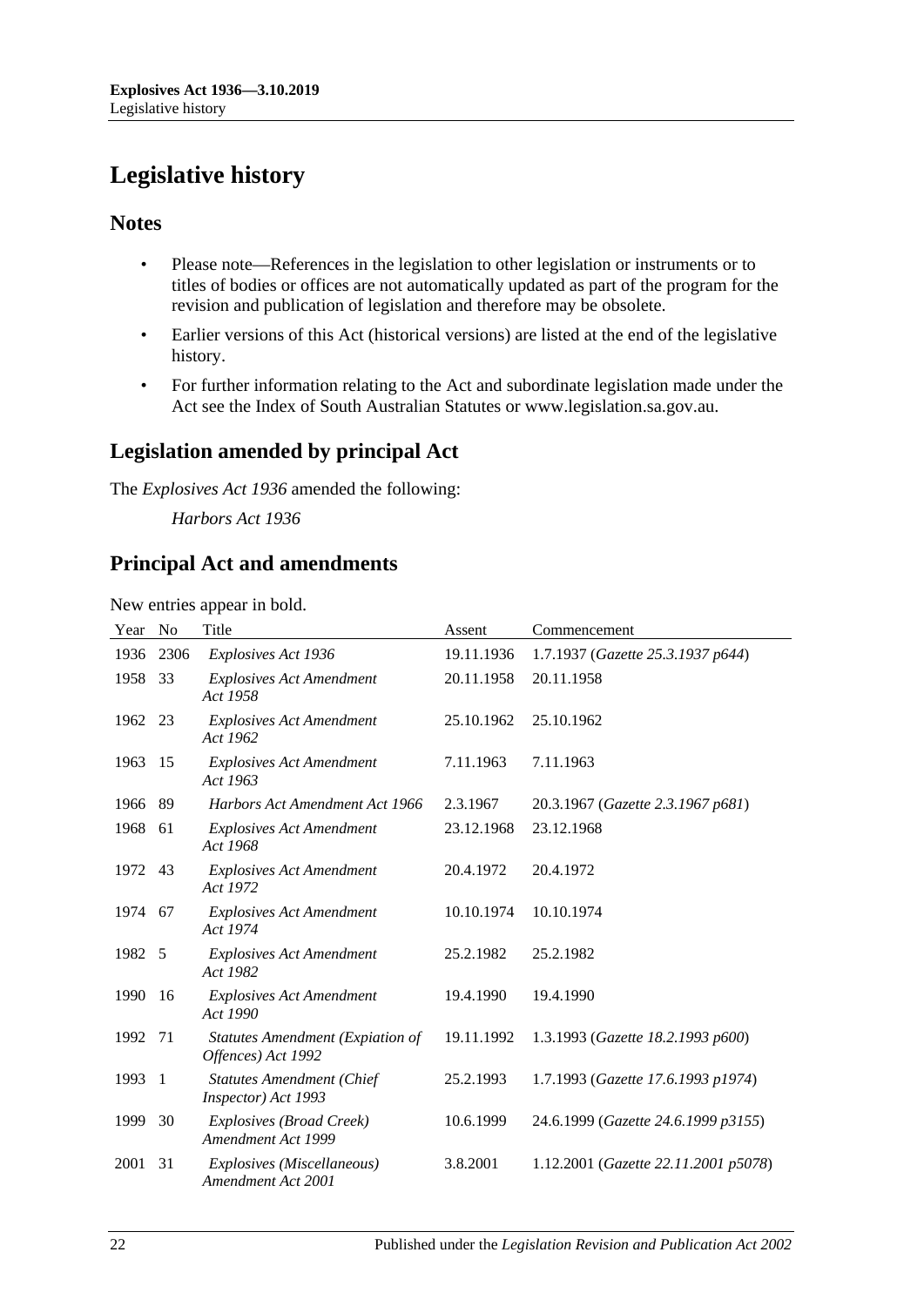# Legislative history

## Notes

- Please note—References in the legislation to other legislation or instruments or to titles of bodies or offices are not automatically updated as part of the program for the revision and publication of legislation and therefore may be obsolete.
- Earlier versions of this Act (historical versions) are listed at the end of the legislative history.
- For further information relating to the Act and subordinate legislation made under the Act see the Index of South Australian Statutes or www.legislation.sa.gov.au.

## Legislation amended by principal Act

The *Explosives Act 1936* amended the following:

*Harbors Act 1936*

## Principal Act and amendments

New entries appear in bold.

| Year | No | Title | Assent | Commencement |
|---|---|---|---|---|
| 1936 | 2306 | *Explosives Act 1936* | 19.11.1936 | 1.7.1937 (*Gazette 25.3.1937 p644*) |
| 1958 | 33 | *Explosives Act Amendment Act 1958* | 20.11.1958 | 20.11.1958 |
| 1962 | 23 | *Explosives Act Amendment Act 1962* | 25.10.1962 | 25.10.1962 |
| 1963 | 15 | *Explosives Act Amendment Act 1963* | 7.11.1963 | 7.11.1963 |
| 1966 | 89 | *Harbors Act Amendment Act 1966* | 2.3.1967 | 20.3.1967 (*Gazette 2.3.1967 p681*) |
| 1968 | 61 | *Explosives Act Amendment Act 1968* | 23.12.1968 | 23.12.1968 |
| 1972 | 43 | *Explosives Act Amendment Act 1972* | 20.4.1972 | 20.4.1972 |
| 1974 | 67 | *Explosives Act Amendment Act 1974* | 10.10.1974 | 10.10.1974 |
| 1982 | 5 | *Explosives Act Amendment Act 1982* | 25.2.1982 | 25.2.1982 |
| 1990 | 16 | *Explosives Act Amendment Act 1990* | 19.4.1990 | 19.4.1990 |
| 1992 | 71 | *Statutes Amendment (Expiation of Offences) Act 1992* | 19.11.1992 | 1.3.1993 (*Gazette 18.2.1993 p600*) |
| 1993 | 1 | *Statutes Amendment (Chief Inspector) Act 1993* | 25.2.1993 | 1.7.1993 (*Gazette 17.6.1993 p1974*) |
| 1999 | 30 | *Explosives (Broad Creek) Amendment Act 1999* | 10.6.1999 | 24.6.1999 (*Gazette 24.6.1999 p3155*) |
| 2001 | 31 | *Explosives (Miscellaneous) Amendment Act 2001* | 3.8.2001 | 1.12.2001 (*Gazette 22.11.2001 p5078*) |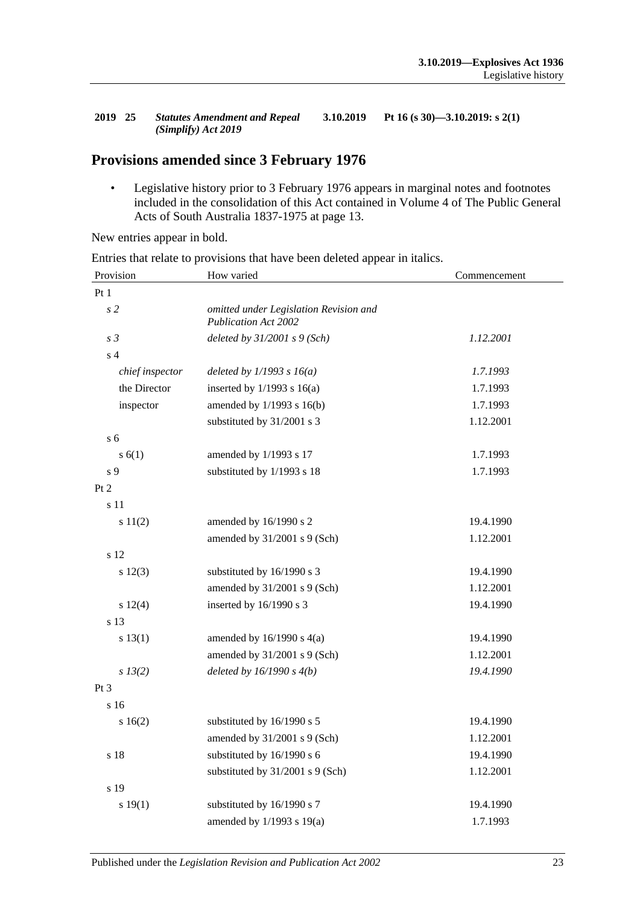| 2019 | 25 | *Statutes Amendment and Repeal (Simplify) Act 2019* | 3.10.2019 | Pt 16 (s 30)—3.10.2019: s 2(1) |
|---|---|---|---|---|

## Provisions amended since 3 February 1976

- Legislative history prior to 3 February 1976 appears in marginal notes and footnotes included in the consolidation of this Act contained in Volume 4 of The Public General Acts of South Australia 1837-1975 at page 13.

New entries appear in bold.

Entries that relate to provisions that have been deleted appear in italics.

| Provision | How varied | Commencement |
|---|---|---|
| Pt 1 | | |
| *s 2* | *omitted under Legislation Revision and Publication Act 2002* | |
| *s 3* | *deleted by 31/2001 s 9 (Sch)* | *1.12.2001* |
| s 4 | | |
| *chief inspector* | *deleted by 1/1993 s 16(a)* | *1.7.1993* |
| the Director | inserted by 1/1993 s 16(a) | 1.7.1993 |
| inspector | amended by 1/1993 s 16(b) | 1.7.1993 |
| | substituted by 31/2001 s 3 | 1.12.2001 |
| s 6 | | |
| s 6(1) | amended by 1/1993 s 17 | 1.7.1993 |
| s 9 | substituted by 1/1993 s 18 | 1.7.1993 |
| Pt 2 | | |
| s 11 | | |
| s 11(2) | amended by 16/1990 s 2 | 19.4.1990 |
| | amended by 31/2001 s 9 (Sch) | 1.12.2001 |
| s 12 | | |
| s 12(3) | substituted by 16/1990 s 3 | 19.4.1990 |
| | amended by 31/2001 s 9 (Sch) | 1.12.2001 |
| s 12(4) | inserted by 16/1990 s 3 | 19.4.1990 |
| s 13 | | |
| s 13(1) | amended by 16/1990 s 4(a) | 19.4.1990 |
| | amended by 31/2001 s 9 (Sch) | 1.12.2001 |
| *s 13(2)* | *deleted by 16/1990 s 4(b)* | *19.4.1990* |
| Pt 3 | | |
| s 16 | | |
| s 16(2) | substituted by 16/1990 s 5 | 19.4.1990 |
| | amended by 31/2001 s 9 (Sch) | 1.12.2001 |
| s 18 | substituted by 16/1990 s 6 | 19.4.1990 |
| | substituted by 31/2001 s 9 (Sch) | 1.12.2001 |
| s 19 | | |
| s 19(1) | substituted by 16/1990 s 7 | 19.4.1990 |
| | amended by 1/1993 s 19(a) | 1.7.1993 |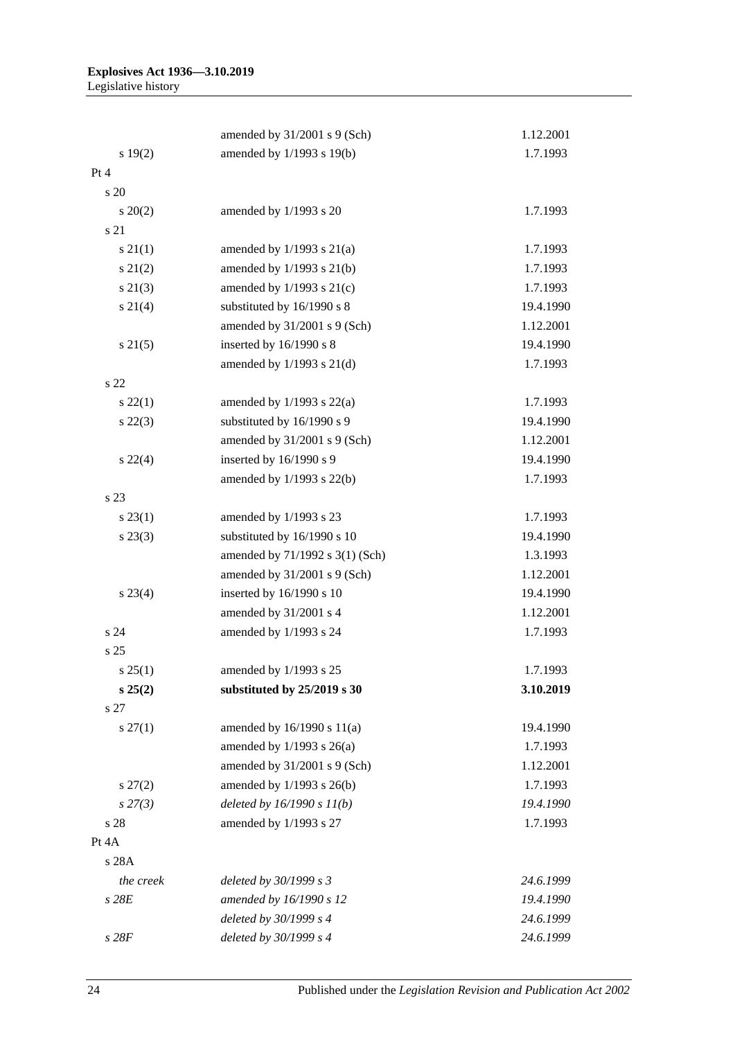| | | |
|---|---|---|
| | amended by 31/2001 s 9 (Sch) | 1.12.2001 |
| s 19(2) | amended by 1/1993 s 19(b) | 1.7.1993 |
| Pt 4 | | |
| s 20 | | |
| s 20(2) | amended by 1/1993 s 20 | 1.7.1993 |
| s 21 | | |
| s 21(1) | amended by 1/1993 s 21(a) | 1.7.1993 |
| s 21(2) | amended by 1/1993 s 21(b) | 1.7.1993 |
| s 21(3) | amended by 1/1993 s 21(c) | 1.7.1993 |
| s 21(4) | substituted by 16/1990 s 8 | 19.4.1990 |
| | amended by 31/2001 s 9 (Sch) | 1.12.2001 |
| s 21(5) | inserted by 16/1990 s 8 | 19.4.1990 |
| | amended by 1/1993 s 21(d) | 1.7.1993 |
| s 22 | | |
| s 22(1) | amended by 1/1993 s 22(a) | 1.7.1993 |
| s 22(3) | substituted by 16/1990 s 9 | 19.4.1990 |
| | amended by 31/2001 s 9 (Sch) | 1.12.2001 |
| s 22(4) | inserted by 16/1990 s 9 | 19.4.1990 |
| | amended by 1/1993 s 22(b) | 1.7.1993 |
| s 23 | | |
| s 23(1) | amended by 1/1993 s 23 | 1.7.1993 |
| s 23(3) | substituted by 16/1990 s 10 | 19.4.1990 |
| | amended by 71/1992 s 3(1) (Sch) | 1.3.1993 |
| | amended by 31/2001 s 9 (Sch) | 1.12.2001 |
| s 23(4) | inserted by 16/1990 s 10 | 19.4.1990 |
| | amended by 31/2001 s 4 | 1.12.2001 |
| s 24 | amended by 1/1993 s 24 | 1.7.1993 |
| s 25 | | |
| s 25(1) | amended by 1/1993 s 25 | 1.7.1993 |
| **s 25(2)** | **substituted by 25/2019 s 30** | **3.10.2019** |
| s 27 | | |
| s 27(1) | amended by 16/1990 s 11(a) | 19.4.1990 |
| | amended by 1/1993 s 26(a) | 1.7.1993 |
| | amended by 31/2001 s 9 (Sch) | 1.12.2001 |
| s 27(2) | amended by 1/1993 s 26(b) | 1.7.1993 |
| *s 27(3)* | *deleted by 16/1990 s 11(b)* | *19.4.1990* |
| s 28 | amended by 1/1993 s 27 | 1.7.1993 |
| Pt 4A | | |
| s 28A | | |
| *the creek* | *deleted by 30/1999 s 3* | *24.6.1999* |
| *s 28E* | *amended by 16/1990 s 12* | *19.4.1990* |
| | *deleted by 30/1999 s 4* | *24.6.1999* |
| *s 28F* | *deleted by 30/1999 s 4* | *24.6.1999* |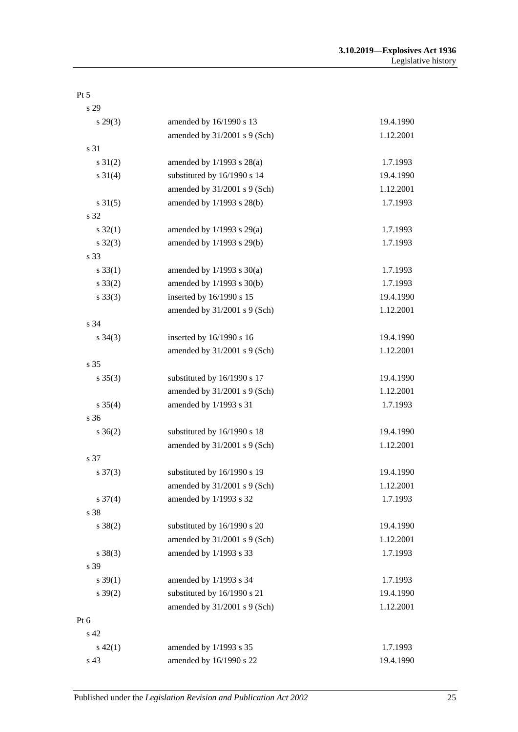| Provision | How varied | Commencement |
|---|---|---|
| Pt 5 | | |
| s 29 | | |
| s 29(3) | amended by 16/1990 s 13 | 19.4.1990 |
| | amended by 31/2001 s 9 (Sch) | 1.12.2001 |
| s 31 | | |
| s 31(2) | amended by 1/1993 s 28(a) | 1.7.1993 |
| s 31(4) | substituted by 16/1990 s 14 | 19.4.1990 |
| | amended by 31/2001 s 9 (Sch) | 1.12.2001 |
| s 31(5) | amended by 1/1993 s 28(b) | 1.7.1993 |
| s 32 | | |
| s 32(1) | amended by 1/1993 s 29(a) | 1.7.1993 |
| s 32(3) | amended by 1/1993 s 29(b) | 1.7.1993 |
| s 33 | | |
| s 33(1) | amended by 1/1993 s 30(a) | 1.7.1993 |
| s 33(2) | amended by 1/1993 s 30(b) | 1.7.1993 |
| s 33(3) | inserted by 16/1990 s 15 | 19.4.1990 |
| | amended by 31/2001 s 9 (Sch) | 1.12.2001 |
| s 34 | | |
| s 34(3) | inserted by 16/1990 s 16 | 19.4.1990 |
| | amended by 31/2001 s 9 (Sch) | 1.12.2001 |
| s 35 | | |
| s 35(3) | substituted by 16/1990 s 17 | 19.4.1990 |
| | amended by 31/2001 s 9 (Sch) | 1.12.2001 |
| s 35(4) | amended by 1/1993 s 31 | 1.7.1993 |
| s 36 | | |
| s 36(2) | substituted by 16/1990 s 18 | 19.4.1990 |
| | amended by 31/2001 s 9 (Sch) | 1.12.2001 |
| s 37 | | |
| s 37(3) | substituted by 16/1990 s 19 | 19.4.1990 |
| | amended by 31/2001 s 9 (Sch) | 1.12.2001 |
| s 37(4) | amended by 1/1993 s 32 | 1.7.1993 |
| s 38 | | |
| s 38(2) | substituted by 16/1990 s 20 | 19.4.1990 |
| | amended by 31/2001 s 9 (Sch) | 1.12.2001 |
| s 38(3) | amended by 1/1993 s 33 | 1.7.1993 |
| s 39 | | |
| s 39(1) | amended by 1/1993 s 34 | 1.7.1993 |
| s 39(2) | substituted by 16/1990 s 21 | 19.4.1990 |
| | amended by 31/2001 s 9 (Sch) | 1.12.2001 |
| Pt 6 | | |
| s 42 | | |
| s 42(1) | amended by 1/1993 s 35 | 1.7.1993 |
| s 43 | amended by 16/1990 s 22 | 19.4.1990 |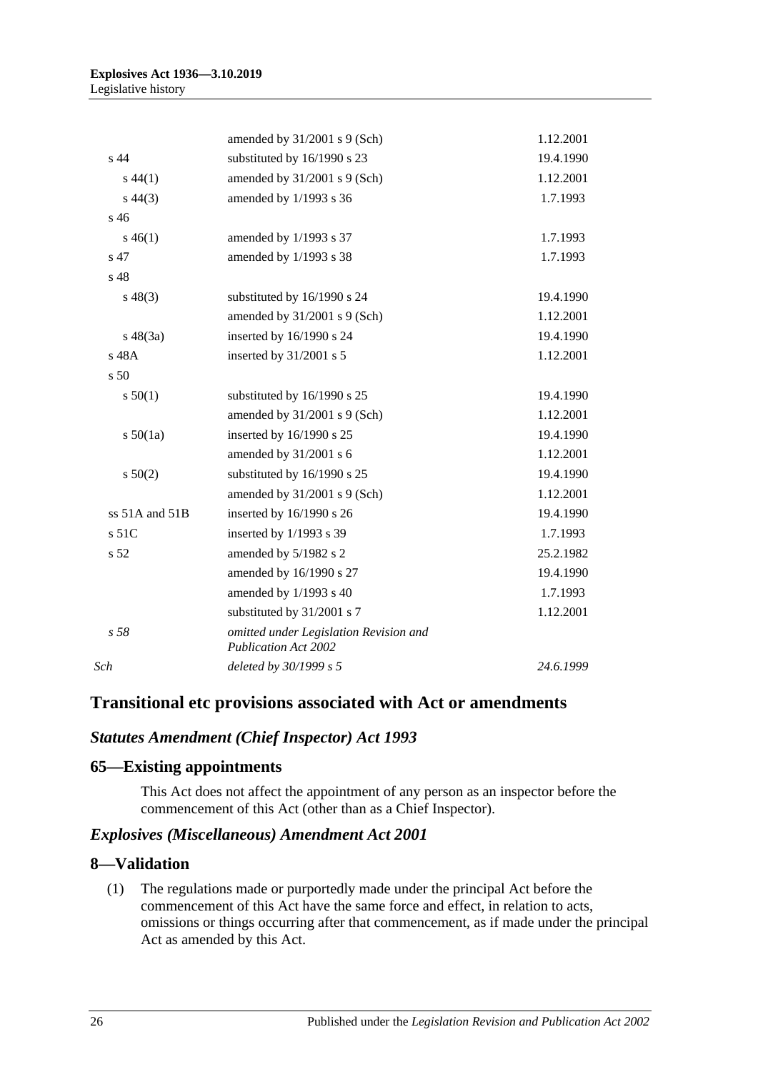| | | |
|---|---|---|
| | amended by 31/2001 s 9 (Sch) | 1.12.2001 |
| s 44 | substituted by 16/1990 s 23 | 19.4.1990 |
| s 44(1) | amended by 31/2001 s 9 (Sch) | 1.12.2001 |
| s 44(3) | amended by 1/1993 s 36 | 1.7.1993 |
| s 46 | | |
| s 46(1) | amended by 1/1993 s 37 | 1.7.1993 |
| s 47 | amended by 1/1993 s 38 | 1.7.1993 |
| s 48 | | |
| s 48(3) | substituted by 16/1990 s 24 | 19.4.1990 |
| | amended by 31/2001 s 9 (Sch) | 1.12.2001 |
| s 48(3a) | inserted by 16/1990 s 24 | 19.4.1990 |
| s 48A | inserted by 31/2001 s 5 | 1.12.2001 |
| s 50 | | |
| s 50(1) | substituted by 16/1990 s 25 | 19.4.1990 |
| | amended by 31/2001 s 9 (Sch) | 1.12.2001 |
| s 50(1a) | inserted by 16/1990 s 25 | 19.4.1990 |
| | amended by 31/2001 s 6 | 1.12.2001 |
| s 50(2) | substituted by 16/1990 s 25 | 19.4.1990 |
| | amended by 31/2001 s 9 (Sch) | 1.12.2001 |
| ss 51A and 51B | inserted by 16/1990 s 26 | 19.4.1990 |
| s 51C | inserted by 1/1993 s 39 | 1.7.1993 |
| s 52 | amended by 5/1982 s 2 | 25.2.1982 |
| | amended by 16/1990 s 27 | 19.4.1990 |
| | amended by 1/1993 s 40 | 1.7.1993 |
| | substituted by 31/2001 s 7 | 1.12.2001 |
| *s 58* | *omitted under Legislation Revision and Publication Act 2002* | |
| *Sch* | *deleted by 30/1999 s 5* | *24.6.1999* |

## Transitional etc provisions associated with Act or amendments

### *Statutes Amendment (Chief Inspector) Act 1993*

### 65—Existing appointments

This Act does not affect the appointment of any person as an inspector before the commencement of this Act (other than as a Chief Inspector).

### *Explosives (Miscellaneous) Amendment Act 2001*

### 8—Validation

(1) The regulations made or purportedly made under the principal Act before the commencement of this Act have the same force and effect, in relation to acts, omissions or things occurring after that commencement, as if made under the principal Act as amended by this Act.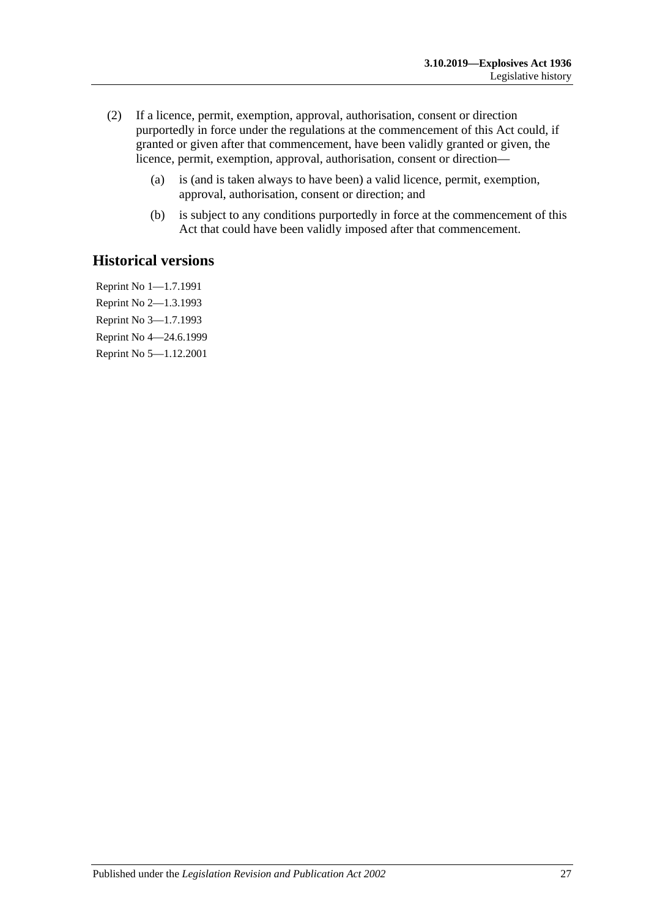(2) If a licence, permit, exemption, approval, authorisation, consent or direction purportedly in force under the regulations at the commencement of this Act could, if granted or given after that commencement, have been validly granted or given, the licence, permit, exemption, approval, authorisation, consent or direction—

(a) is (and is taken always to have been) a valid licence, permit, exemption, approval, authorisation, consent or direction; and

(b) is subject to any conditions purportedly in force at the commencement of this Act that could have been validly imposed after that commencement.

## Historical versions

Reprint No 1—1.7.1991

Reprint No 2—1.3.1993

Reprint No 3—1.7.1993

Reprint No 4—24.6.1999

Reprint No 5—1.12.2001